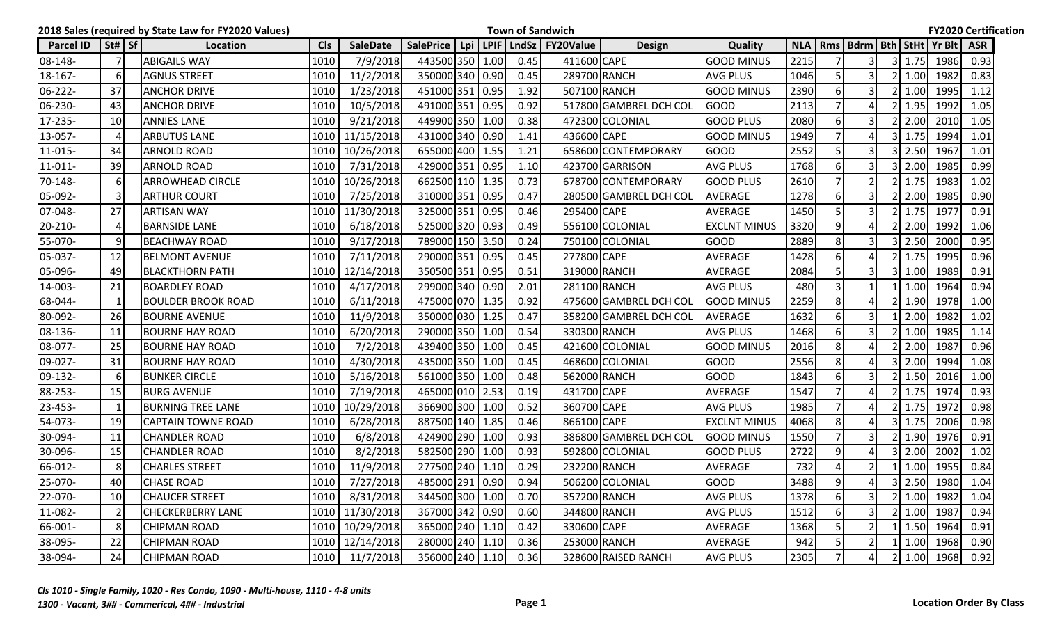**2018 Sales (required by State Law for FY2020 Values)** | **Town of Sandwich** | **FY2020 Certification**

| Parcel ID | St# | Sf | Location | Cls | SaleDate | SalePrice | Lpi | LPIF | LndSz | FY20Value | Design | Quality | NLA | Rms | Bdrm | Bth | StHt | Yr Blt | ASR |
|---|---|---|---|---|---|---|---|---|---|---|---|---|---|---|---|---|---|---|---|
| 08-148- | 7 | | ABIGAILS WAY | 1010 | 7/9/2018 | 443500 | 350 | 1.00 | 0.45 | 411600 | CAPE | GOOD MINUS | 2215 | 7 | 3 | 3 | 1.75 | 1986 | 0.93 |
| 18-167- | 6 | | AGNUS STREET | 1010 | 11/2/2018 | 350000 | 340 | 0.90 | 0.45 | 289700 | RANCH | AVG PLUS | 1046 | 5 | 3 | 2 | 1.00 | 1982 | 0.83 |
| 06-222- | 37 | | ANCHOR DRIVE | 1010 | 1/23/2018 | 451000 | 351 | 0.95 | 1.92 | 507100 | RANCH | GOOD MINUS | 2390 | 6 | 3 | 2 | 1.00 | 1995 | 1.12 |
| 06-230- | 43 | | ANCHOR DRIVE | 1010 | 10/5/2018 | 491000 | 351 | 0.95 | 0.92 | 517800 | GAMBREL DCH COL | GOOD | 2113 | 7 | 4 | 2 | 1.95 | 1992 | 1.05 |
| 17-235- | 10 | | ANNIES LANE | 1010 | 9/21/2018 | 449900 | 350 | 1.00 | 0.38 | 472300 | COLONIAL | GOOD PLUS | 2080 | 6 | 3 | 2 | 2.00 | 2010 | 1.05 |
| 13-057- | 4 | | ARBUTUS LANE | 1010 | 11/15/2018 | 431000 | 340 | 0.90 | 1.41 | 436600 | CAPE | GOOD MINUS | 1949 | 7 | 4 | 3 | 1.75 | 1994 | 1.01 |
| 11-015- | 34 | | ARNOLD ROAD | 1010 | 10/26/2018 | 655000 | 400 | 1.55 | 1.21 | 658600 | CONTEMPORARY | GOOD | 2552 | 5 | 3 | 3 | 2.50 | 1967 | 1.01 |
| 11-011- | 39 | | ARNOLD ROAD | 1010 | 7/31/2018 | 429000 | 351 | 0.95 | 1.10 | 423700 | GARRISON | AVG PLUS | 1768 | 6 | 3 | 3 | 2.00 | 1985 | 0.99 |
| 70-148- | 6 | | ARROWHEAD CIRCLE | 1010 | 10/26/2018 | 662500 | 110 | 1.35 | 0.73 | 678700 | CONTEMPORARY | GOOD PLUS | 2610 | 7 | 2 | 2 | 1.75 | 1983 | 1.02 |
| 05-092- | 3 | | ARTHUR COURT | 1010 | 7/25/2018 | 310000 | 351 | 0.95 | 0.47 | 280500 | GAMBREL DCH COL | AVERAGE | 1278 | 6 | 3 | 2 | 2.00 | 1985 | 0.90 |
| 07-048- | 27 | | ARTISAN WAY | 1010 | 11/30/2018 | 325000 | 351 | 0.95 | 0.46 | 295400 | CAPE | AVERAGE | 1450 | 5 | 3 | 2 | 1.75 | 1977 | 0.91 |
| 20-210- | 4 | | BARNSIDE LANE | 1010 | 6/18/2018 | 525000 | 320 | 0.93 | 0.49 | 556100 | COLONIAL | EXCLNT MINUS | 3320 | 9 | 4 | 2 | 2.00 | 1992 | 1.06 |
| 55-070- | 9 | | BEACHWAY ROAD | 1010 | 9/17/2018 | 789000 | 150 | 3.50 | 0.24 | 750100 | COLONIAL | GOOD | 2889 | 8 | 3 | 3 | 2.50 | 2000 | 0.95 |
| 05-037- | 12 | | BELMONT AVENUE | 1010 | 7/11/2018 | 290000 | 351 | 0.95 | 0.45 | 277800 | CAPE | AVERAGE | 1428 | 6 | 4 | 2 | 1.75 | 1995 | 0.96 |
| 05-096- | 49 | | BLACKTHORN PATH | 1010 | 12/14/2018 | 350500 | 351 | 0.95 | 0.51 | 319000 | RANCH | AVERAGE | 2084 | 5 | 3 | 3 | 1.00 | 1989 | 0.91 |
| 14-003- | 21 | | BOARDLEY ROAD | 1010 | 4/17/2018 | 299000 | 340 | 0.90 | 2.01 | 281100 | RANCH | AVG PLUS | 480 | 3 | 1 | 1 | 1.00 | 1964 | 0.94 |
| 68-044- | 1 | | BOULDER BROOK ROAD | 1010 | 6/11/2018 | 475000 | 070 | 1.35 | 0.92 | 475600 | GAMBREL DCH COL | GOOD MINUS | 2259 | 8 | 4 | 2 | 1.90 | 1978 | 1.00 |
| 80-092- | 26 | | BOURNE AVENUE | 1010 | 11/9/2018 | 350000 | 030 | 1.25 | 0.47 | 358200 | GAMBREL DCH COL | AVERAGE | 1632 | 6 | 3 | 1 | 2.00 | 1982 | 1.02 |
| 08-136- | 11 | | BOURNE HAY ROAD | 1010 | 6/20/2018 | 290000 | 350 | 1.00 | 0.54 | 330300 | RANCH | AVG PLUS | 1468 | 6 | 3 | 2 | 1.00 | 1985 | 1.14 |
| 08-077- | 25 | | BOURNE HAY ROAD | 1010 | 7/2/2018 | 439400 | 350 | 1.00 | 0.45 | 421600 | COLONIAL | GOOD MINUS | 2016 | 8 | 4 | 2 | 2.00 | 1987 | 0.96 |
| 09-027- | 31 | | BOURNE HAY ROAD | 1010 | 4/30/2018 | 435000 | 350 | 1.00 | 0.45 | 468600 | COLONIAL | GOOD | 2556 | 8 | 4 | 3 | 2.00 | 1994 | 1.08 |
| 09-132- | 6 | | BUNKER CIRCLE | 1010 | 5/16/2018 | 561000 | 350 | 1.00 | 0.48 | 562000 | RANCH | GOOD | 1843 | 6 | 3 | 2 | 1.50 | 2016 | 1.00 |
| 88-253- | 15 | | BURG AVENUE | 1010 | 7/19/2018 | 465000 | 010 | 2.53 | 0.19 | 431700 | CAPE | AVERAGE | 1547 | 7 | 4 | 2 | 1.75 | 1974 | 0.93 |
| 23-453- | 1 | | BURNING TREE LANE | 1010 | 10/29/2018 | 366900 | 300 | 1.00 | 0.52 | 360700 | CAPE | AVG PLUS | 1985 | 7 | 4 | 2 | 1.75 | 1972 | 0.98 |
| 54-073- | 19 | | CAPTAIN TOWNE ROAD | 1010 | 6/28/2018 | 887500 | 140 | 1.85 | 0.46 | 866100 | CAPE | EXCLNT MINUS | 4068 | 8 | 4 | 3 | 1.75 | 2006 | 0.98 |
| 30-094- | 11 | | CHANDLER ROAD | 1010 | 6/8/2018 | 424900 | 290 | 1.00 | 0.93 | 386800 | GAMBREL DCH COL | GOOD MINUS | 1550 | 7 | 3 | 2 | 1.90 | 1976 | 0.91 |
| 30-096- | 15 | | CHANDLER ROAD | 1010 | 8/2/2018 | 582500 | 290 | 1.00 | 0.93 | 592800 | COLONIAL | GOOD PLUS | 2722 | 9 | 4 | 3 | 2.00 | 2002 | 1.02 |
| 66-012- | 8 | | CHARLES STREET | 1010 | 11/9/2018 | 277500 | 240 | 1.10 | 0.29 | 232200 | RANCH | AVERAGE | 732 | 4 | 2 | 1 | 1.00 | 1955 | 0.84 |
| 25-070- | 40 | | CHASE ROAD | 1010 | 7/27/2018 | 485000 | 291 | 0.90 | 0.94 | 506200 | COLONIAL | GOOD | 3488 | 9 | 4 | 3 | 2.50 | 1980 | 1.04 |
| 22-070- | 10 | | CHAUCER STREET | 1010 | 8/31/2018 | 344500 | 300 | 1.00 | 0.70 | 357200 | RANCH | AVG PLUS | 1378 | 6 | 3 | 2 | 1.00 | 1982 | 1.04 |
| 11-082- | 2 | | CHECKERBERRY LANE | 1010 | 11/30/2018 | 367000 | 342 | 0.90 | 0.60 | 344800 | RANCH | AVG PLUS | 1512 | 6 | 3 | 2 | 1.00 | 1987 | 0.94 |
| 66-001- | 8 | | CHIPMAN ROAD | 1010 | 10/29/2018 | 365000 | 240 | 1.10 | 0.42 | 330600 | CAPE | AVERAGE | 1368 | 5 | 2 | 1 | 1.50 | 1964 | 0.91 |
| 38-095- | 22 | | CHIPMAN ROAD | 1010 | 12/14/2018 | 280000 | 240 | 1.10 | 0.36 | 253000 | RANCH | AVERAGE | 942 | 5 | 2 | 1 | 1.00 | 1968 | 0.90 |
| 38-094- | 24 | | CHIPMAN ROAD | 1010 | 11/7/2018 | 356000 | 240 | 1.10 | 0.36 | 328600 | RAISED RANCH | AVG PLUS | 2305 | 7 | 4 | 2 | 1.00 | 1968 | 0.92 |

*Cls 1010 - Single Family, 1020 - Res Condo, 1090 - Multi-house, 1110 - 4-8 units*
*1300 - Vacant, 3## - Commerical, 4## - Industrial*

**Location Order By Class**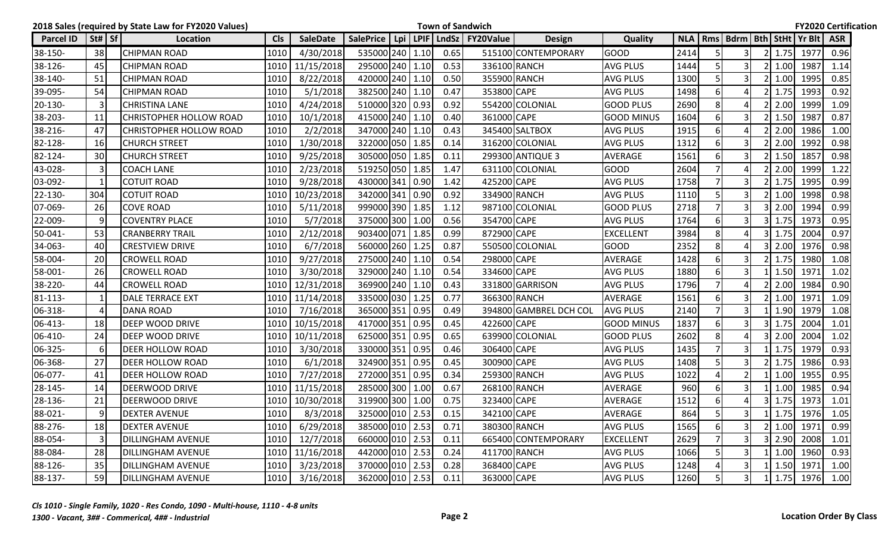**2018 Sales (required by State Law for FY2020 Values)** — **Town of Sandwich** — **FY2020 Certification**

| Parcel ID | St# | Sf | Location | Cls | SaleDate | SalePrice | Lpi | LPIF | LndSz | FY20Value | Design | Quality | NLA | Rms | Bdrm | Bth | StHt | Yr Blt | ASR |
|---|---|---|---|---|---|---|---|---|---|---|---|---|---|---|---|---|---|---|---|
| 38-150- | 38 | | CHIPMAN ROAD | 1010 | 4/30/2018 | 535000 | 240 | 1.10 | 0.65 | 515100 | CONTEMPORARY | GOOD | 2414 | 5 | 3 | 2 | 1.75 | 1977 | 0.96 |
| 38-126- | 45 | | CHIPMAN ROAD | 1010 | 11/15/2018 | 295000 | 240 | 1.10 | 0.53 | 336100 | RANCH | AVG PLUS | 1444 | 5 | 3 | 2 | 1.00 | 1987 | 1.14 |
| 38-140- | 51 | | CHIPMAN ROAD | 1010 | 8/22/2018 | 420000 | 240 | 1.10 | 0.50 | 355900 | RANCH | AVG PLUS | 1300 | 5 | 3 | 2 | 1.00 | 1995 | 0.85 |
| 39-095- | 54 | | CHIPMAN ROAD | 1010 | 5/1/2018 | 382500 | 240 | 1.10 | 0.47 | 353800 | CAPE | AVG PLUS | 1498 | 6 | 4 | 2 | 1.75 | 1993 | 0.92 |
| 20-130- | 3 | | CHRISTINA LANE | 1010 | 4/24/2018 | 510000 | 320 | 0.93 | 0.92 | 554200 | COLONIAL | GOOD PLUS | 2690 | 8 | 4 | 2 | 2.00 | 1999 | 1.09 |
| 38-203- | 11 | | CHRISTOPHER HOLLOW ROAD | 1010 | 10/1/2018 | 415000 | 240 | 1.10 | 0.40 | 361000 | CAPE | GOOD MINUS | 1604 | 6 | 3 | 2 | 1.50 | 1987 | 0.87 |
| 38-216- | 47 | | CHRISTOPHER HOLLOW ROAD | 1010 | 2/2/2018 | 347000 | 240 | 1.10 | 0.43 | 345400 | SALTBOX | AVG PLUS | 1915 | 6 | 4 | 2 | 2.00 | 1986 | 1.00 |
| 82-128- | 16 | | CHURCH STREET | 1010 | 1/30/2018 | 322000 | 050 | 1.85 | 0.14 | 316200 | COLONIAL | AVG PLUS | 1312 | 6 | 3 | 2 | 2.00 | 1992 | 0.98 |
| 82-124- | 30 | | CHURCH STREET | 1010 | 9/25/2018 | 305000 | 050 | 1.85 | 0.11 | 299300 | ANTIQUE 3 | AVERAGE | 1561 | 6 | 3 | 2 | 1.50 | 1857 | 0.98 |
| 43-028- | 3 | | COACH LANE | 1010 | 2/23/2018 | 519250 | 050 | 1.85 | 1.47 | 631100 | COLONIAL | GOOD | 2604 | 7 | 4 | 2 | 2.00 | 1999 | 1.22 |
| 03-092- | 1 | | COTUIT ROAD | 1010 | 9/28/2018 | 430000 | 341 | 0.90 | 1.42 | 425200 | CAPE | AVG PLUS | 1758 | 7 | 3 | 2 | 1.75 | 1995 | 0.99 |
| 22-130- | 304 | | COTUIT ROAD | 1010 | 10/23/2018 | 342000 | 341 | 0.90 | 0.92 | 334900 | RANCH | AVG PLUS | 1110 | 5 | 3 | 2 | 1.00 | 1998 | 0.98 |
| 07-069- | 26 | | COVE ROAD | 1010 | 5/11/2018 | 999000 | 390 | 1.85 | 1.12 | 987100 | COLONIAL | GOOD PLUS | 2718 | 7 | 3 | 3 | 2.00 | 1994 | 0.99 |
| 22-009- | 9 | | COVENTRY PLACE | 1010 | 5/7/2018 | 375000 | 300 | 1.00 | 0.56 | 354700 | CAPE | AVG PLUS | 1764 | 6 | 3 | 3 | 1.75 | 1973 | 0.95 |
| 50-041- | 53 | | CRANBERRY TRAIL | 1010 | 2/12/2018 | 903400 | 071 | 1.85 | 0.99 | 872900 | CAPE | EXCELLENT | 3984 | 8 | 4 | 3 | 1.75 | 2004 | 0.97 |
| 34-063- | 40 | | CRESTVIEW DRIVE | 1010 | 6/7/2018 | 560000 | 260 | 1.25 | 0.87 | 550500 | COLONIAL | GOOD | 2352 | 8 | 4 | 3 | 2.00 | 1976 | 0.98 |
| 58-004- | 20 | | CROWELL ROAD | 1010 | 9/27/2018 | 275000 | 240 | 1.10 | 0.54 | 298000 | CAPE | AVERAGE | 1428 | 6 | 3 | 2 | 1.75 | 1980 | 1.08 |
| 58-001- | 26 | | CROWELL ROAD | 1010 | 3/30/2018 | 329000 | 240 | 1.10 | 0.54 | 334600 | CAPE | AVG PLUS | 1880 | 6 | 3 | 1 | 1.50 | 1971 | 1.02 |
| 38-220- | 44 | | CROWELL ROAD | 1010 | 12/31/2018 | 369900 | 240 | 1.10 | 0.43 | 331800 | GARRISON | AVG PLUS | 1796 | 7 | 4 | 2 | 2.00 | 1984 | 0.90 |
| 81-113- | 1 | | DALE TERRACE EXT | 1010 | 11/14/2018 | 335000 | 030 | 1.25 | 0.77 | 366300 | RANCH | AVERAGE | 1561 | 6 | 3 | 2 | 1.00 | 1971 | 1.09 |
| 06-318- | 4 | | DANA ROAD | 1010 | 7/16/2018 | 365000 | 351 | 0.95 | 0.49 | 394800 | GAMBREL DCH COL | AVG PLUS | 2140 | 7 | 3 | 1 | 1.90 | 1979 | 1.08 |
| 06-413- | 18 | | DEEP WOOD DRIVE | 1010 | 10/15/2018 | 417000 | 351 | 0.95 | 0.45 | 422600 | CAPE | GOOD MINUS | 1837 | 6 | 3 | 3 | 1.75 | 2004 | 1.01 |
| 06-410- | 24 | | DEEP WOOD DRIVE | 1010 | 10/11/2018 | 625000 | 351 | 0.95 | 0.65 | 639900 | COLONIAL | GOOD PLUS | 2602 | 8 | 4 | 3 | 2.00 | 2004 | 1.02 |
| 06-325- | 6 | | DEER HOLLOW ROAD | 1010 | 3/30/2018 | 330000 | 351 | 0.95 | 0.46 | 306400 | CAPE | AVG PLUS | 1435 | 7 | 3 | 1 | 1.75 | 1979 | 0.93 |
| 06-368- | 27 | | DEER HOLLOW ROAD | 1010 | 6/1/2018 | 324900 | 351 | 0.95 | 0.45 | 300900 | CAPE | AVG PLUS | 1408 | 5 | 3 | 2 | 1.75 | 1986 | 0.93 |
| 06-077- | 41 | | DEER HOLLOW ROAD | 1010 | 7/27/2018 | 272000 | 351 | 0.95 | 0.34 | 259300 | RANCH | AVG PLUS | 1022 | 4 | 2 | 1 | 1.00 | 1955 | 0.95 |
| 28-145- | 14 | | DEERWOOD DRIVE | 1010 | 11/15/2018 | 285000 | 300 | 1.00 | 0.67 | 268100 | RANCH | AVERAGE | 960 | 6 | 3 | 1 | 1.00 | 1985 | 0.94 |
| 28-136- | 21 | | DEERWOOD DRIVE | 1010 | 10/30/2018 | 319900 | 300 | 1.00 | 0.75 | 323400 | CAPE | AVERAGE | 1512 | 6 | 4 | 3 | 1.75 | 1973 | 1.01 |
| 88-021- | 9 | | DEXTER AVENUE | 1010 | 8/3/2018 | 325000 | 010 | 2.53 | 0.15 | 342100 | CAPE | AVERAGE | 864 | 5 | 3 | 1 | 1.75 | 1976 | 1.05 |
| 88-276- | 18 | | DEXTER AVENUE | 1010 | 6/29/2018 | 385000 | 010 | 2.53 | 0.71 | 380300 | RANCH | AVG PLUS | 1565 | 6 | 3 | 2 | 1.00 | 1971 | 0.99 |
| 88-054- | 3 | | DILLINGHAM AVENUE | 1010 | 12/7/2018 | 660000 | 010 | 2.53 | 0.11 | 665400 | CONTEMPORARY | EXCELLENT | 2629 | 7 | 3 | 3 | 2.90 | 2008 | 1.01 |
| 88-084- | 28 | | DILLINGHAM AVENUE | 1010 | 11/16/2018 | 442000 | 010 | 2.53 | 0.24 | 411700 | RANCH | AVG PLUS | 1066 | 5 | 3 | 1 | 1.00 | 1960 | 0.93 |
| 88-126- | 35 | | DILLINGHAM AVENUE | 1010 | 3/23/2018 | 370000 | 010 | 2.53 | 0.28 | 368400 | CAPE | AVG PLUS | 1248 | 4 | 3 | 1 | 1.50 | 1971 | 1.00 |
| 88-137- | 59 | | DILLINGHAM AVENUE | 1010 | 3/16/2018 | 362000 | 010 | 2.53 | 0.11 | 363000 | CAPE | AVG PLUS | 1260 | 5 | 3 | 1 | 1.75 | 1976 | 1.00 |

*Cls 1010 - Single Family, 1020 - Res Condo, 1090 - Multi-house, 1110 - 4-8 units*
*1300 - Vacant, 3## - Commerical, 4## - Industrial*

**Location Order By Class**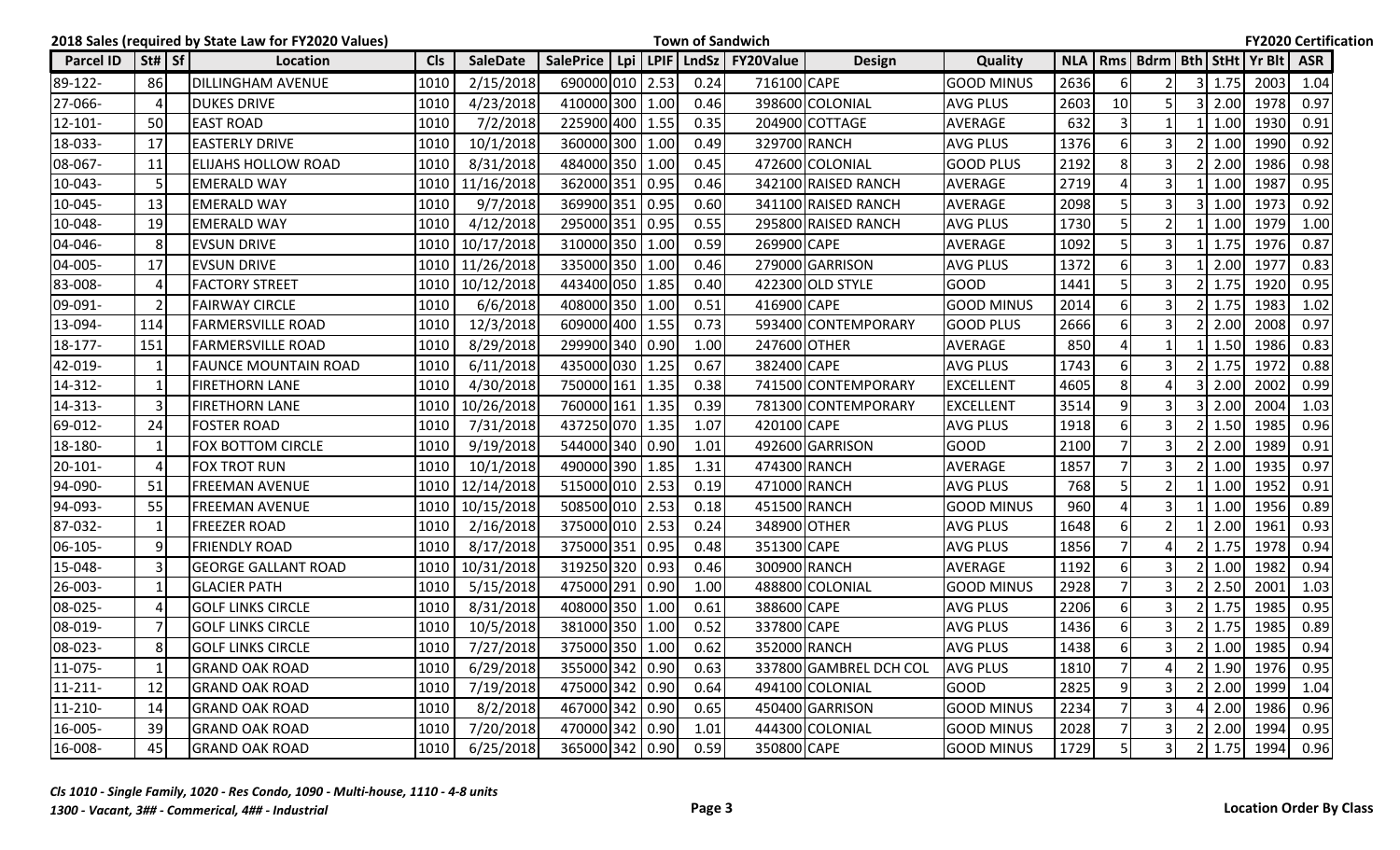**2018 Sales (required by State Law for FY2020 Values)** | **Town of Sandwich** | **FY2020 Certification**

| Parcel ID | St# | Sf | Location | Cls | SaleDate | SalePrice | Lpi | LPIF | LndSz | FY20Value | Design | Quality | NLA | Rms | Bdrm | Bth | StHt | Yr Blt | ASR |
|---|---|---|---|---|---|---|---|---|---|---|---|---|---|---|---|---|---|---|---|
| 89-122- | 86 | | DILLINGHAM AVENUE | 1010 | 2/15/2018 | 690000 | 010 | 2.53 | 0.24 | 716100 | CAPE | GOOD MINUS | 2636 | 6 | 2 | 3 | 1.75 | 2003 | 1.04 |
| 27-066- | 4 | | DUKES DRIVE | 1010 | 4/23/2018 | 410000 | 300 | 1.00 | 0.46 | 398600 | COLONIAL | AVG PLUS | 2603 | 10 | 5 | 3 | 2.00 | 1978 | 0.97 |
| 12-101- | 50 | | EAST ROAD | 1010 | 7/2/2018 | 225900 | 400 | 1.55 | 0.35 | 204900 | COTTAGE | AVERAGE | 632 | 3 | 1 | 1 | 1.00 | 1930 | 0.91 |
| 18-033- | 17 | | EASTERLY DRIVE | 1010 | 10/1/2018 | 360000 | 300 | 1.00 | 0.49 | 329700 | RANCH | AVG PLUS | 1376 | 6 | 3 | 2 | 1.00 | 1990 | 0.92 |
| 08-067- | 11 | | ELIJAHS HOLLOW ROAD | 1010 | 8/31/2018 | 484000 | 350 | 1.00 | 0.45 | 472600 | COLONIAL | GOOD PLUS | 2192 | 8 | 3 | 2 | 2.00 | 1986 | 0.98 |
| 10-043- | 5 | | EMERALD WAY | 1010 | 11/16/2018 | 362000 | 351 | 0.95 | 0.46 | 342100 | RAISED RANCH | AVERAGE | 2719 | 4 | 3 | 1 | 1.00 | 1987 | 0.95 |
| 10-045- | 13 | | EMERALD WAY | 1010 | 9/7/2018 | 369900 | 351 | 0.95 | 0.60 | 341100 | RAISED RANCH | AVERAGE | 2098 | 5 | 3 | 3 | 1.00 | 1973 | 0.92 |
| 10-048- | 19 | | EMERALD WAY | 1010 | 4/12/2018 | 295000 | 351 | 0.95 | 0.55 | 295800 | RAISED RANCH | AVG PLUS | 1730 | 5 | 2 | 1 | 1.00 | 1979 | 1.00 |
| 04-046- | 8 | | EVSUN DRIVE | 1010 | 10/17/2018 | 310000 | 350 | 1.00 | 0.59 | 269900 | CAPE | AVERAGE | 1092 | 5 | 3 | 1 | 1.75 | 1976 | 0.87 |
| 04-005- | 17 | | EVSUN DRIVE | 1010 | 11/26/2018 | 335000 | 350 | 1.00 | 0.46 | 279000 | GARRISON | AVG PLUS | 1372 | 6 | 3 | 1 | 2.00 | 1977 | 0.83 |
| 83-008- | 4 | | FACTORY STREET | 1010 | 10/12/2018 | 443400 | 050 | 1.85 | 0.40 | 422300 | OLD STYLE | GOOD | 1441 | 5 | 3 | 2 | 1.75 | 1920 | 0.95 |
| 09-091- | 2 | | FAIRWAY CIRCLE | 1010 | 6/6/2018 | 408000 | 350 | 1.00 | 0.51 | 416900 | CAPE | GOOD MINUS | 2014 | 6 | 3 | 2 | 1.75 | 1983 | 1.02 |
| 13-094- | 114 | | FARMERSVILLE ROAD | 1010 | 12/3/2018 | 609000 | 400 | 1.55 | 0.73 | 593400 | CONTEMPORARY | GOOD PLUS | 2666 | 6 | 3 | 2 | 2.00 | 2008 | 0.97 |
| 18-177- | 151 | | FARMERSVILLE ROAD | 1010 | 8/29/2018 | 299900 | 340 | 0.90 | 1.00 | 247600 | OTHER | AVERAGE | 850 | 4 | 1 | 1 | 1.50 | 1986 | 0.83 |
| 42-019- | 1 | | FAUNCE MOUNTAIN ROAD | 1010 | 6/11/2018 | 435000 | 030 | 1.25 | 0.67 | 382400 | CAPE | AVG PLUS | 1743 | 6 | 3 | 2 | 1.75 | 1972 | 0.88 |
| 14-312- | 1 | | FIRETHORN LANE | 1010 | 4/30/2018 | 750000 | 161 | 1.35 | 0.38 | 741500 | CONTEMPORARY | EXCELLENT | 4605 | 8 | 4 | 3 | 2.00 | 2002 | 0.99 |
| 14-313- | 3 | | FIRETHORN LANE | 1010 | 10/26/2018 | 760000 | 161 | 1.35 | 0.39 | 781300 | CONTEMPORARY | EXCELLENT | 3514 | 9 | 3 | 3 | 2.00 | 2004 | 1.03 |
| 69-012- | 24 | | FOSTER ROAD | 1010 | 7/31/2018 | 437250 | 070 | 1.35 | 1.07 | 420100 | CAPE | AVG PLUS | 1918 | 6 | 3 | 2 | 1.50 | 1985 | 0.96 |
| 18-180- | 1 | | FOX BOTTOM CIRCLE | 1010 | 9/19/2018 | 544000 | 340 | 0.90 | 1.01 | 492600 | GARRISON | GOOD | 2100 | 7 | 3 | 2 | 2.00 | 1989 | 0.91 |
| 20-101- | 4 | | FOX TROT RUN | 1010 | 10/1/2018 | 490000 | 390 | 1.85 | 1.31 | 474300 | RANCH | AVERAGE | 1857 | 7 | 3 | 2 | 1.00 | 1935 | 0.97 |
| 94-090- | 51 | | FREEMAN AVENUE | 1010 | 12/14/2018 | 515000 | 010 | 2.53 | 0.19 | 471000 | RANCH | AVG PLUS | 768 | 5 | 2 | 1 | 1.00 | 1952 | 0.91 |
| 94-093- | 55 | | FREEMAN AVENUE | 1010 | 10/15/2018 | 508500 | 010 | 2.53 | 0.18 | 451500 | RANCH | GOOD MINUS | 960 | 4 | 3 | 1 | 1.00 | 1956 | 0.89 |
| 87-032- | 1 | | FREEZER ROAD | 1010 | 2/16/2018 | 375000 | 010 | 2.53 | 0.24 | 348900 | OTHER | AVG PLUS | 1648 | 6 | 2 | 1 | 2.00 | 1961 | 0.93 |
| 06-105- | 9 | | FRIENDLY ROAD | 1010 | 8/17/2018 | 375000 | 351 | 0.95 | 0.48 | 351300 | CAPE | AVG PLUS | 1856 | 7 | 4 | 2 | 1.75 | 1978 | 0.94 |
| 15-048- | 3 | | GEORGE GALLANT ROAD | 1010 | 10/31/2018 | 319250 | 320 | 0.93 | 0.46 | 300900 | RANCH | AVERAGE | 1192 | 6 | 3 | 2 | 1.00 | 1982 | 0.94 |
| 26-003- | 1 | | GLACIER PATH | 1010 | 5/15/2018 | 475000 | 291 | 0.90 | 1.00 | 488800 | COLONIAL | GOOD MINUS | 2928 | 7 | 3 | 2 | 2.50 | 2001 | 1.03 |
| 08-025- | 4 | | GOLF LINKS CIRCLE | 1010 | 8/31/2018 | 408000 | 350 | 1.00 | 0.61 | 388600 | CAPE | AVG PLUS | 2206 | 6 | 3 | 2 | 1.75 | 1985 | 0.95 |
| 08-019- | 7 | | GOLF LINKS CIRCLE | 1010 | 10/5/2018 | 381000 | 350 | 1.00 | 0.52 | 337800 | CAPE | AVG PLUS | 1436 | 6 | 3 | 2 | 1.75 | 1985 | 0.89 |
| 08-023- | 8 | | GOLF LINKS CIRCLE | 1010 | 7/27/2018 | 375000 | 350 | 1.00 | 0.62 | 352000 | RANCH | AVG PLUS | 1438 | 6 | 3 | 2 | 1.00 | 1985 | 0.94 |
| 11-075- | 1 | | GRAND OAK ROAD | 1010 | 6/29/2018 | 355000 | 342 | 0.90 | 0.63 | 337800 | GAMBREL DCH COL | AVG PLUS | 1810 | 7 | 4 | 2 | 1.90 | 1976 | 0.95 |
| 11-211- | 12 | | GRAND OAK ROAD | 1010 | 7/19/2018 | 475000 | 342 | 0.90 | 0.64 | 494100 | COLONIAL | GOOD | 2825 | 9 | 3 | 2 | 2.00 | 1999 | 1.04 |
| 11-210- | 14 | | GRAND OAK ROAD | 1010 | 8/2/2018 | 467000 | 342 | 0.90 | 0.65 | 450400 | GARRISON | GOOD MINUS | 2234 | 7 | 3 | 4 | 2.00 | 1986 | 0.96 |
| 16-005- | 39 | | GRAND OAK ROAD | 1010 | 7/20/2018 | 470000 | 342 | 0.90 | 1.01 | 444300 | COLONIAL | GOOD MINUS | 2028 | 7 | 3 | 2 | 2.00 | 1994 | 0.95 |
| 16-008- | 45 | | GRAND OAK ROAD | 1010 | 6/25/2018 | 365000 | 342 | 0.90 | 0.59 | 350800 | CAPE | GOOD MINUS | 1729 | 5 | 3 | 2 | 1.75 | 1994 | 0.96 |

*Cls 1010 - Single Family, 1020 - Res Condo, 1090 - Multi-house, 1110 - 4-8 units*
*1300 - Vacant, 3## - Commerical, 4## - Industrial*

**Location Order By Class**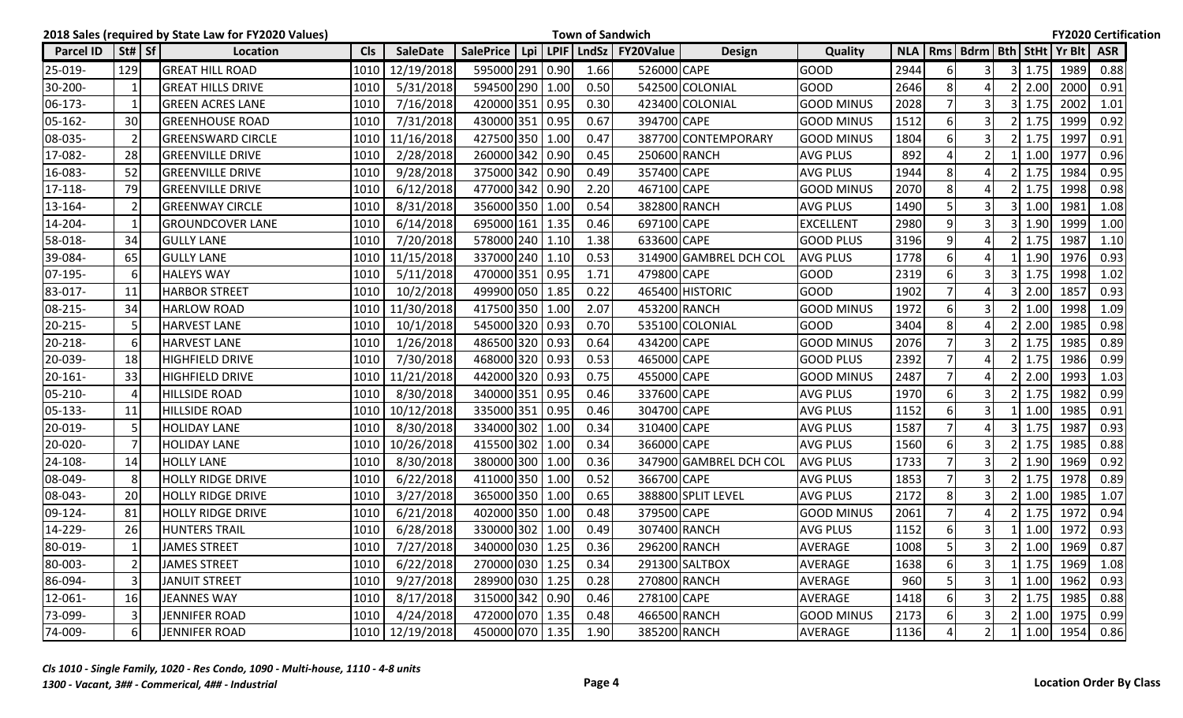**2018 Sales (required by State Law for FY2020 Values)** **Town of Sandwich** **FY2020 Certification**

| Parcel ID | St# | Sf | Location | Cls | SaleDate | SalePrice | Lpi | LPIF | LndSz | FY20Value | Design | Quality | NLA | Rms | Bdrm | Bth | StHt | Yr Blt | ASR |
|---|---|---|---|---|---|---|---|---|---|---|---|---|---|---|---|---|---|---|---|
| 25-019- | 129 | | GREAT HILL ROAD | 1010 | 12/19/2018 | 595000 | 291 | 0.90 | 1.66 | 526000 | CAPE | GOOD | 2944 | 6 | 3 | 3 | 1.75 | 1989 | 0.88 |
| 30-200- | 1 | | GREAT HILLS DRIVE | 1010 | 5/31/2018 | 594500 | 290 | 1.00 | 0.50 | 542500 | COLONIAL | GOOD | 2646 | 8 | 4 | 2 | 2.00 | 2000 | 0.91 |
| 06-173- | 1 | | GREEN ACRES LANE | 1010 | 7/16/2018 | 420000 | 351 | 0.95 | 0.30 | 423400 | COLONIAL | GOOD MINUS | 2028 | 7 | 3 | 3 | 1.75 | 2002 | 1.01 |
| 05-162- | 30 | | GREENHOUSE ROAD | 1010 | 7/31/2018 | 430000 | 351 | 0.95 | 0.67 | 394700 | CAPE | GOOD MINUS | 1512 | 6 | 3 | 2 | 1.75 | 1999 | 0.92 |
| 08-035- | 2 | | GREENSWARD CIRCLE | 1010 | 11/16/2018 | 427500 | 350 | 1.00 | 0.47 | 387700 | CONTEMPORARY | GOOD MINUS | 1804 | 6 | 3 | 2 | 1.75 | 1997 | 0.91 |
| 17-082- | 28 | | GREENVILLE DRIVE | 1010 | 2/28/2018 | 260000 | 342 | 0.90 | 0.45 | 250600 | RANCH | AVG PLUS | 892 | 4 | 2 | 1 | 1.00 | 1977 | 0.96 |
| 16-083- | 52 | | GREENVILLE DRIVE | 1010 | 9/28/2018 | 375000 | 342 | 0.90 | 0.49 | 357400 | CAPE | AVG PLUS | 1944 | 8 | 4 | 2 | 1.75 | 1984 | 0.95 |
| 17-118- | 79 | | GREENVILLE DRIVE | 1010 | 6/12/2018 | 477000 | 342 | 0.90 | 2.20 | 467100 | CAPE | GOOD MINUS | 2070 | 8 | 4 | 2 | 1.75 | 1998 | 0.98 |
| 13-164- | 2 | | GREENWAY CIRCLE | 1010 | 8/31/2018 | 356000 | 350 | 1.00 | 0.54 | 382800 | RANCH | AVG PLUS | 1490 | 5 | 3 | 3 | 1.00 | 1981 | 1.08 |
| 14-204- | 1 | | GROUNDCOVER LANE | 1010 | 6/14/2018 | 695000 | 161 | 1.35 | 0.46 | 697100 | CAPE | EXCELLENT | 2980 | 9 | 3 | 3 | 1.90 | 1999 | 1.00 |
| 58-018- | 34 | | GULLY LANE | 1010 | 7/20/2018 | 578000 | 240 | 1.10 | 1.38 | 633600 | CAPE | GOOD PLUS | 3196 | 9 | 4 | 2 | 1.75 | 1987 | 1.10 |
| 39-084- | 65 | | GULLY LANE | 1010 | 11/15/2018 | 337000 | 240 | 1.10 | 0.53 | 314900 | GAMBREL DCH COL | AVG PLUS | 1778 | 6 | 4 | 1 | 1.90 | 1976 | 0.93 |
| 07-195- | 6 | | HALEYS WAY | 1010 | 5/11/2018 | 470000 | 351 | 0.95 | 1.71 | 479800 | CAPE | GOOD | 2319 | 6 | 3 | 3 | 1.75 | 1998 | 1.02 |
| 83-017- | 11 | | HARBOR STREET | 1010 | 10/2/2018 | 499900 | 050 | 1.85 | 0.22 | 465400 | HISTORIC | GOOD | 1902 | 7 | 4 | 3 | 2.00 | 1857 | 0.93 |
| 08-215- | 34 | | HARLOW ROAD | 1010 | 11/30/2018 | 417500 | 350 | 1.00 | 2.07 | 453200 | RANCH | GOOD MINUS | 1972 | 6 | 3 | 2 | 1.00 | 1998 | 1.09 |
| 20-215- | 5 | | HARVEST LANE | 1010 | 10/1/2018 | 545000 | 320 | 0.93 | 0.70 | 535100 | COLONIAL | GOOD | 3404 | 8 | 4 | 2 | 2.00 | 1985 | 0.98 |
| 20-218- | 6 | | HARVEST LANE | 1010 | 1/26/2018 | 486500 | 320 | 0.93 | 0.64 | 434200 | CAPE | GOOD MINUS | 2076 | 7 | 3 | 2 | 1.75 | 1985 | 0.89 |
| 20-039- | 18 | | HIGHFIELD DRIVE | 1010 | 7/30/2018 | 468000 | 320 | 0.93 | 0.53 | 465000 | CAPE | GOOD PLUS | 2392 | 7 | 4 | 2 | 1.75 | 1986 | 0.99 |
| 20-161- | 33 | | HIGHFIELD DRIVE | 1010 | 11/21/2018 | 442000 | 320 | 0.93 | 0.75 | 455000 | CAPE | GOOD MINUS | 2487 | 7 | 4 | 2 | 2.00 | 1993 | 1.03 |
| 05-210- | 4 | | HILLSIDE ROAD | 1010 | 8/30/2018 | 340000 | 351 | 0.95 | 0.46 | 337600 | CAPE | AVG PLUS | 1970 | 6 | 3 | 2 | 1.75 | 1982 | 0.99 |
| 05-133- | 11 | | HILLSIDE ROAD | 1010 | 10/12/2018 | 335000 | 351 | 0.95 | 0.46 | 304700 | CAPE | AVG PLUS | 1152 | 6 | 3 | 1 | 1.00 | 1985 | 0.91 |
| 20-019- | 5 | | HOLIDAY LANE | 1010 | 8/30/2018 | 334000 | 302 | 1.00 | 0.34 | 310400 | CAPE | AVG PLUS | 1587 | 7 | 4 | 3 | 1.75 | 1987 | 0.93 |
| 20-020- | 7 | | HOLIDAY LANE | 1010 | 10/26/2018 | 415500 | 302 | 1.00 | 0.34 | 366000 | CAPE | AVG PLUS | 1560 | 6 | 3 | 2 | 1.75 | 1985 | 0.88 |
| 24-108- | 14 | | HOLLY LANE | 1010 | 8/30/2018 | 380000 | 300 | 1.00 | 0.36 | 347900 | GAMBREL DCH COL | AVG PLUS | 1733 | 7 | 3 | 2 | 1.90 | 1969 | 0.92 |
| 08-049- | 8 | | HOLLY RIDGE DRIVE | 1010 | 6/22/2018 | 411000 | 350 | 1.00 | 0.52 | 366700 | CAPE | AVG PLUS | 1853 | 7 | 3 | 2 | 1.75 | 1978 | 0.89 |
| 08-043- | 20 | | HOLLY RIDGE DRIVE | 1010 | 3/27/2018 | 365000 | 350 | 1.00 | 0.65 | 388800 | SPLIT LEVEL | AVG PLUS | 2172 | 8 | 3 | 2 | 1.00 | 1985 | 1.07 |
| 09-124- | 81 | | HOLLY RIDGE DRIVE | 1010 | 6/21/2018 | 402000 | 350 | 1.00 | 0.48 | 379500 | CAPE | GOOD MINUS | 2061 | 7 | 4 | 2 | 1.75 | 1972 | 0.94 |
| 14-229- | 26 | | HUNTERS TRAIL | 1010 | 6/28/2018 | 330000 | 302 | 1.00 | 0.49 | 307400 | RANCH | AVG PLUS | 1152 | 6 | 3 | 1 | 1.00 | 1972 | 0.93 |
| 80-019- | 1 | | JAMES STREET | 1010 | 7/27/2018 | 340000 | 030 | 1.25 | 0.36 | 296200 | RANCH | AVERAGE | 1008 | 5 | 3 | 2 | 1.00 | 1969 | 0.87 |
| 80-003- | 2 | | JAMES STREET | 1010 | 6/22/2018 | 270000 | 030 | 1.25 | 0.34 | 291300 | SALTBOX | AVERAGE | 1638 | 6 | 3 | 1 | 1.75 | 1969 | 1.08 |
| 86-094- | 3 | | JANUIT STREET | 1010 | 9/27/2018 | 289900 | 030 | 1.25 | 0.28 | 270800 | RANCH | AVERAGE | 960 | 5 | 3 | 1 | 1.00 | 1962 | 0.93 |
| 12-061- | 16 | | JEANNES WAY | 1010 | 8/17/2018 | 315000 | 342 | 0.90 | 0.46 | 278100 | CAPE | AVERAGE | 1418 | 6 | 3 | 2 | 1.75 | 1985 | 0.88 |
| 73-099- | 3 | | JENNIFER ROAD | 1010 | 4/24/2018 | 472000 | 070 | 1.35 | 0.48 | 466500 | RANCH | GOOD MINUS | 2173 | 6 | 3 | 2 | 1.00 | 1975 | 0.99 |
| 74-009- | 6 | | JENNIFER ROAD | 1010 | 12/19/2018 | 450000 | 070 | 1.35 | 1.90 | 385200 | RANCH | AVERAGE | 1136 | 4 | 2 | 1 | 1.00 | 1954 | 0.86 |

*Cls 1010 - Single Family, 1020 - Res Condo, 1090 - Multi-house, 1110 - 4-8 units*
*1300 - Vacant, 3## - Commerical, 4## - Industrial*

**Location Order By Class**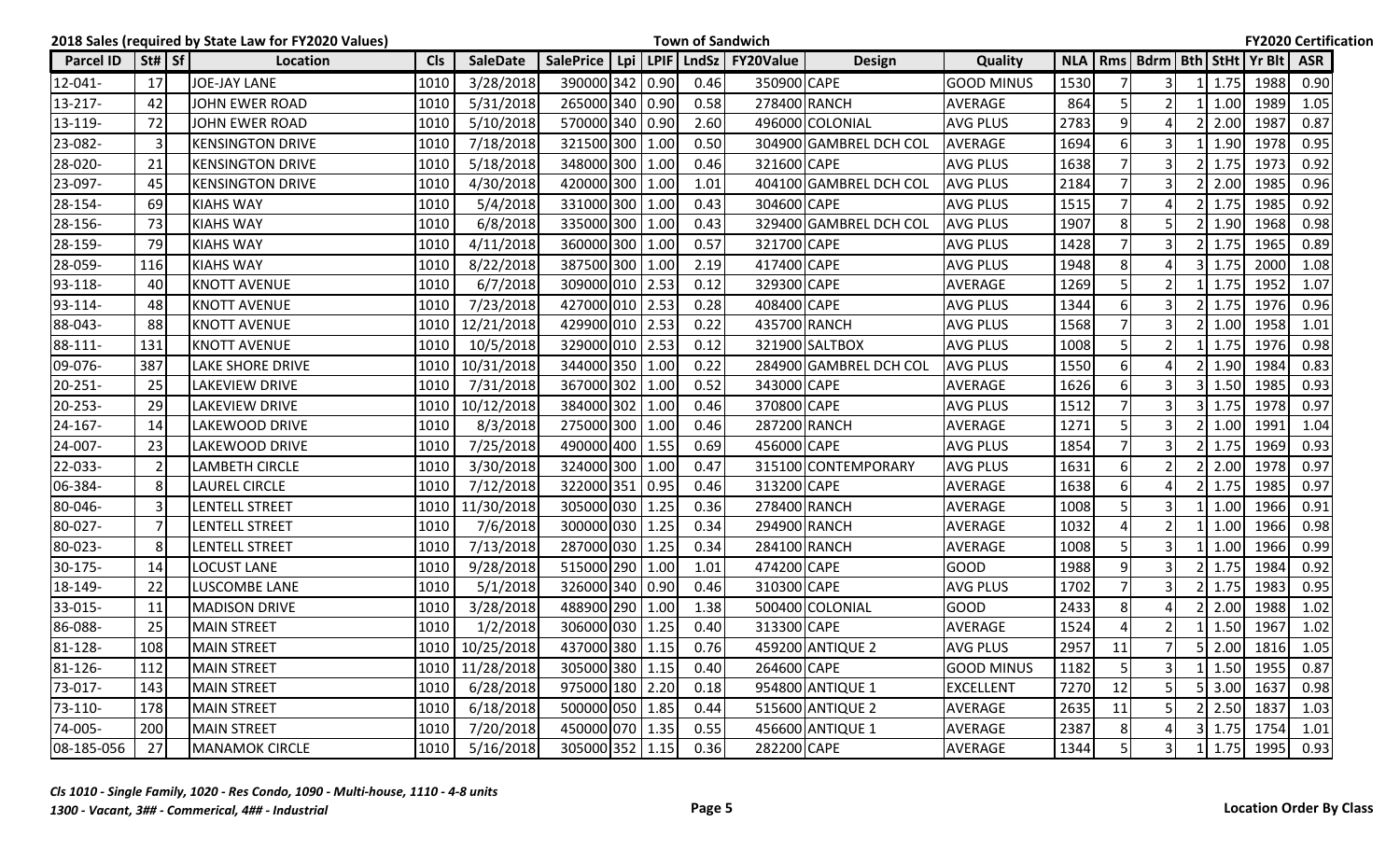**2018 Sales (required by State Law for FY2020 Values)** — **Town of Sandwich** — **FY2020 Certification**

| Parcel ID | St# | Sf | Location | Cls | SaleDate | SalePrice | Lpi | LPIF | LndSz | FY20Value | Design | Quality | NLA | Rms | Bdrm | Bth | StHt | Yr Blt | ASR |
|---|---|---|---|---|---|---|---|---|---|---|---|---|---|---|---|---|---|---|---|
| 12-041- | 17 | | JOE-JAY LANE | 1010 | 3/28/2018 | 390000 | 342 | 0.90 | 0.46 | 350900 | CAPE | GOOD MINUS | 1530 | 7 | 3 | 1 | 1.75 | 1988 | 0.90 |
| 13-217- | 42 | | JOHN EWER ROAD | 1010 | 5/31/2018 | 265000 | 340 | 0.90 | 0.58 | 278400 | RANCH | AVERAGE | 864 | 5 | 2 | 1 | 1.00 | 1989 | 1.05 |
| 13-119- | 72 | | JOHN EWER ROAD | 1010 | 5/10/2018 | 570000 | 340 | 0.90 | 2.60 | 496000 | COLONIAL | AVG PLUS | 2783 | 9 | 4 | 2 | 2.00 | 1987 | 0.87 |
| 23-082- | 3 | | KENSINGTON DRIVE | 1010 | 7/18/2018 | 321500 | 300 | 1.00 | 0.50 | 304900 | GAMBREL DCH COL | AVERAGE | 1694 | 6 | 3 | 1 | 1.90 | 1978 | 0.95 |
| 28-020- | 21 | | KENSINGTON DRIVE | 1010 | 5/18/2018 | 348000 | 300 | 1.00 | 0.46 | 321600 | CAPE | AVG PLUS | 1638 | 7 | 3 | 2 | 1.75 | 1973 | 0.92 |
| 23-097- | 45 | | KENSINGTON DRIVE | 1010 | 4/30/2018 | 420000 | 300 | 1.00 | 1.01 | 404100 | GAMBREL DCH COL | AVG PLUS | 2184 | 7 | 3 | 2 | 2.00 | 1985 | 0.96 |
| 28-154- | 69 | | KIAHS WAY | 1010 | 5/4/2018 | 331000 | 300 | 1.00 | 0.43 | 304600 | CAPE | AVG PLUS | 1515 | 7 | 4 | 2 | 1.75 | 1985 | 0.92 |
| 28-156- | 73 | | KIAHS WAY | 1010 | 6/8/2018 | 335000 | 300 | 1.00 | 0.43 | 329400 | GAMBREL DCH COL | AVG PLUS | 1907 | 8 | 5 | 2 | 1.90 | 1968 | 0.98 |
| 28-159- | 79 | | KIAHS WAY | 1010 | 4/11/2018 | 360000 | 300 | 1.00 | 0.57 | 321700 | CAPE | AVG PLUS | 1428 | 7 | 3 | 2 | 1.75 | 1965 | 0.89 |
| 28-059- | 116 | | KIAHS WAY | 1010 | 8/22/2018 | 387500 | 300 | 1.00 | 2.19 | 417400 | CAPE | AVG PLUS | 1948 | 8 | 4 | 3 | 1.75 | 2000 | 1.08 |
| 93-118- | 40 | | KNOTT AVENUE | 1010 | 6/7/2018 | 309000 | 010 | 2.53 | 0.12 | 329300 | CAPE | AVERAGE | 1269 | 5 | 2 | 1 | 1.75 | 1952 | 1.07 |
| 93-114- | 48 | | KNOTT AVENUE | 1010 | 7/23/2018 | 427000 | 010 | 2.53 | 0.28 | 408400 | CAPE | AVG PLUS | 1344 | 6 | 3 | 2 | 1.75 | 1976 | 0.96 |
| 88-043- | 88 | | KNOTT AVENUE | 1010 | 12/21/2018 | 429900 | 010 | 2.53 | 0.22 | 435700 | RANCH | AVG PLUS | 1568 | 7 | 3 | 2 | 1.00 | 1958 | 1.01 |
| 88-111- | 131 | | KNOTT AVENUE | 1010 | 10/5/2018 | 329000 | 010 | 2.53 | 0.12 | 321900 | SALTBOX | AVG PLUS | 1008 | 5 | 2 | 1 | 1.75 | 1976 | 0.98 |
| 09-076- | 387 | | LAKE SHORE DRIVE | 1010 | 10/31/2018 | 344000 | 350 | 1.00 | 0.22 | 284900 | GAMBREL DCH COL | AVG PLUS | 1550 | 6 | 4 | 2 | 1.90 | 1984 | 0.83 |
| 20-251- | 25 | | LAKEVIEW DRIVE | 1010 | 7/31/2018 | 367000 | 302 | 1.00 | 0.52 | 343000 | CAPE | AVERAGE | 1626 | 6 | 3 | 3 | 1.50 | 1985 | 0.93 |
| 20-253- | 29 | | LAKEVIEW DRIVE | 1010 | 10/12/2018 | 384000 | 302 | 1.00 | 0.46 | 370800 | CAPE | AVG PLUS | 1512 | 7 | 3 | 3 | 1.75 | 1978 | 0.97 |
| 24-167- | 14 | | LAKEWOOD DRIVE | 1010 | 8/3/2018 | 275000 | 300 | 1.00 | 0.46 | 287200 | RANCH | AVERAGE | 1271 | 5 | 3 | 2 | 1.00 | 1991 | 1.04 |
| 24-007- | 23 | | LAKEWOOD DRIVE | 1010 | 7/25/2018 | 490000 | 400 | 1.55 | 0.69 | 456000 | CAPE | AVG PLUS | 1854 | 7 | 3 | 2 | 1.75 | 1969 | 0.93 |
| 22-033- | 2 | | LAMBETH CIRCLE | 1010 | 3/30/2018 | 324000 | 300 | 1.00 | 0.47 | 315100 | CONTEMPORARY | AVG PLUS | 1631 | 6 | 2 | 2 | 2.00 | 1978 | 0.97 |
| 06-384- | 8 | | LAUREL CIRCLE | 1010 | 7/12/2018 | 322000 | 351 | 0.95 | 0.46 | 313200 | CAPE | AVERAGE | 1638 | 6 | 4 | 2 | 1.75 | 1985 | 0.97 |
| 80-046- | 3 | | LENTELL STREET | 1010 | 11/30/2018 | 305000 | 030 | 1.25 | 0.36 | 278400 | RANCH | AVERAGE | 1008 | 5 | 3 | 1 | 1.00 | 1966 | 0.91 |
| 80-027- | 7 | | LENTELL STREET | 1010 | 7/6/2018 | 300000 | 030 | 1.25 | 0.34 | 294900 | RANCH | AVERAGE | 1032 | 4 | 2 | 1 | 1.00 | 1966 | 0.98 |
| 80-023- | 8 | | LENTELL STREET | 1010 | 7/13/2018 | 287000 | 030 | 1.25 | 0.34 | 284100 | RANCH | AVERAGE | 1008 | 5 | 3 | 1 | 1.00 | 1966 | 0.99 |
| 30-175- | 14 | | LOCUST LANE | 1010 | 9/28/2018 | 515000 | 290 | 1.00 | 1.01 | 474200 | CAPE | GOOD | 1988 | 9 | 3 | 2 | 1.75 | 1984 | 0.92 |
| 18-149- | 22 | | LUSCOMBE LANE | 1010 | 5/1/2018 | 326000 | 340 | 0.90 | 0.46 | 310300 | CAPE | AVG PLUS | 1702 | 7 | 3 | 2 | 1.75 | 1983 | 0.95 |
| 33-015- | 11 | | MADISON DRIVE | 1010 | 3/28/2018 | 488900 | 290 | 1.00 | 1.38 | 500400 | COLONIAL | GOOD | 2433 | 8 | 4 | 2 | 2.00 | 1988 | 1.02 |
| 86-088- | 25 | | MAIN STREET | 1010 | 1/2/2018 | 306000 | 030 | 1.25 | 0.40 | 313300 | CAPE | AVERAGE | 1524 | 4 | 2 | 1 | 1.50 | 1967 | 1.02 |
| 81-128- | 108 | | MAIN STREET | 1010 | 10/25/2018 | 437000 | 380 | 1.15 | 0.76 | 459200 | ANTIQUE 2 | AVG PLUS | 2957 | 11 | 7 | 5 | 2.00 | 1816 | 1.05 |
| 81-126- | 112 | | MAIN STREET | 1010 | 11/28/2018 | 305000 | 380 | 1.15 | 0.40 | 264600 | CAPE | GOOD MINUS | 1182 | 5 | 3 | 1 | 1.50 | 1955 | 0.87 |
| 73-017- | 143 | | MAIN STREET | 1010 | 6/28/2018 | 975000 | 180 | 2.20 | 0.18 | 954800 | ANTIQUE 1 | EXCELLENT | 7270 | 12 | 5 | 5 | 3.00 | 1637 | 0.98 |
| 73-110- | 178 | | MAIN STREET | 1010 | 6/18/2018 | 500000 | 050 | 1.85 | 0.44 | 515600 | ANTIQUE 2 | AVERAGE | 2635 | 11 | 5 | 2 | 2.50 | 1837 | 1.03 |
| 74-005- | 200 | | MAIN STREET | 1010 | 7/20/2018 | 450000 | 070 | 1.35 | 0.55 | 456600 | ANTIQUE 1 | AVERAGE | 2387 | 8 | 4 | 3 | 1.75 | 1754 | 1.01 |
| 08-185-056 | 27 | | MANAMOK CIRCLE | 1010 | 5/16/2018 | 305000 | 352 | 1.15 | 0.36 | 282200 | CAPE | AVERAGE | 1344 | 5 | 3 | 1 | 1.75 | 1995 | 0.93 |

*Cls 1010 - Single Family, 1020 - Res Condo, 1090 - Multi-house, 1110 - 4-8 units*
*1300 - Vacant, 3## - Commerical, 4## - Industrial*

**Location Order By Class**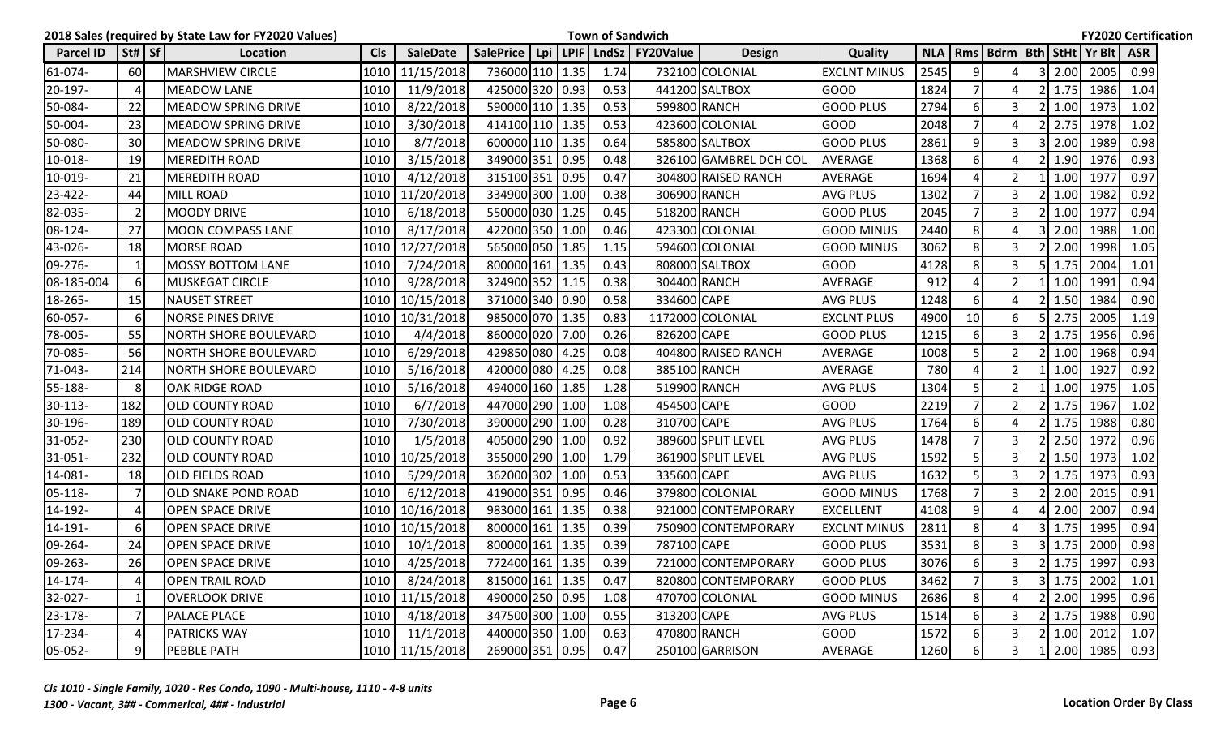**2018 Sales (required by State Law for FY2020 Values)** **Town of Sandwich** **FY2020 Certification**

| Parcel ID | St# | Sf | Location | Cls | SaleDate | SalePrice | Lpi | LPIF | LndSz | FY20Value | Design | Quality | NLA | Rms | Bdrm | Bth | StHt | Yr Blt | ASR |
|---|---|---|---|---|---|---|---|---|---|---|---|---|---|---|---|---|---|---|---|
| 61-074- | 60 | | MARSHVIEW CIRCLE | 1010 | 11/15/2018 | 736000 | 110 | 1.35 | 1.74 | 732100 | COLONIAL | EXCLNT MINUS | 2545 | 9 | 4 | 3 | 2.00 | 2005 | 0.99 |
| 20-197- | 4 | | MEADOW LANE | 1010 | 11/9/2018 | 425000 | 320 | 0.93 | 0.53 | 441200 | SALTBOX | GOOD | 1824 | 7 | 4 | 2 | 1.75 | 1986 | 1.04 |
| 50-084- | 22 | | MEADOW SPRING DRIVE | 1010 | 8/22/2018 | 590000 | 110 | 1.35 | 0.53 | 599800 | RANCH | GOOD PLUS | 2794 | 6 | 3 | 2 | 1.00 | 1973 | 1.02 |
| 50-004- | 23 | | MEADOW SPRING DRIVE | 1010 | 3/30/2018 | 414100 | 110 | 1.35 | 0.53 | 423600 | COLONIAL | GOOD | 2048 | 7 | 4 | 2 | 2.75 | 1978 | 1.02 |
| 50-080- | 30 | | MEADOW SPRING DRIVE | 1010 | 8/7/2018 | 600000 | 110 | 1.35 | 0.64 | 585800 | SALTBOX | GOOD PLUS | 2861 | 9 | 3 | 3 | 2.00 | 1989 | 0.98 |
| 10-018- | 19 | | MEREDITH ROAD | 1010 | 3/15/2018 | 349000 | 351 | 0.95 | 0.48 | 326100 | GAMBREL DCH COL | AVERAGE | 1368 | 6 | 4 | 2 | 1.90 | 1976 | 0.93 |
| 10-019- | 21 | | MEREDITH ROAD | 1010 | 4/12/2018 | 315100 | 351 | 0.95 | 0.47 | 304800 | RAISED RANCH | AVERAGE | 1694 | 4 | 2 | 1 | 1.00 | 1977 | 0.97 |
| 23-422- | 44 | | MILL ROAD | 1010 | 11/20/2018 | 334900 | 300 | 1.00 | 0.38 | 306900 | RANCH | AVG PLUS | 1302 | 7 | 3 | 2 | 1.00 | 1982 | 0.92 |
| 82-035- | 2 | | MOODY DRIVE | 1010 | 6/18/2018 | 550000 | 030 | 1.25 | 0.45 | 518200 | RANCH | GOOD PLUS | 2045 | 7 | 3 | 2 | 1.00 | 1977 | 0.94 |
| 08-124- | 27 | | MOON COMPASS LANE | 1010 | 8/17/2018 | 422000 | 350 | 1.00 | 0.46 | 423300 | COLONIAL | GOOD MINUS | 2440 | 8 | 4 | 3 | 2.00 | 1988 | 1.00 |
| 43-026- | 18 | | MORSE ROAD | 1010 | 12/27/2018 | 565000 | 050 | 1.85 | 1.15 | 594600 | COLONIAL | GOOD MINUS | 3062 | 8 | 3 | 2 | 2.00 | 1998 | 1.05 |
| 09-276- | 1 | | MOSSY BOTTOM LANE | 1010 | 7/24/2018 | 800000 | 161 | 1.35 | 0.43 | 808000 | SALTBOX | GOOD | 4128 | 8 | 3 | 5 | 1.75 | 2004 | 1.01 |
| 08-185-004 | 6 | | MUSKEGAT CIRCLE | 1010 | 9/28/2018 | 324900 | 352 | 1.15 | 0.38 | 304400 | RANCH | AVERAGE | 912 | 4 | 2 | 1 | 1.00 | 1991 | 0.94 |
| 18-265- | 15 | | NAUSET STREET | 1010 | 10/15/2018 | 371000 | 340 | 0.90 | 0.58 | 334600 | CAPE | AVG PLUS | 1248 | 6 | 4 | 2 | 1.50 | 1984 | 0.90 |
| 60-057- | 6 | | NORSE PINES DRIVE | 1010 | 10/31/2018 | 985000 | 070 | 1.35 | 0.83 | 1172000 | COLONIAL | EXCLNT PLUS | 4900 | 10 | 6 | 5 | 2.75 | 2005 | 1.19 |
| 78-005- | 55 | | NORTH SHORE BOULEVARD | 1010 | 4/4/2018 | 860000 | 020 | 7.00 | 0.26 | 826200 | CAPE | GOOD PLUS | 1215 | 6 | 3 | 2 | 1.75 | 1956 | 0.96 |
| 70-085- | 56 | | NORTH SHORE BOULEVARD | 1010 | 6/29/2018 | 429850 | 080 | 4.25 | 0.08 | 404800 | RAISED RANCH | AVERAGE | 1008 | 5 | 2 | 2 | 1.00 | 1968 | 0.94 |
| 71-043- | 214 | | NORTH SHORE BOULEVARD | 1010 | 5/16/2018 | 420000 | 080 | 4.25 | 0.08 | 385100 | RANCH | AVERAGE | 780 | 4 | 2 | 1 | 1.00 | 1927 | 0.92 |
| 55-188- | 8 | | OAK RIDGE ROAD | 1010 | 5/16/2018 | 494000 | 160 | 1.85 | 1.28 | 519900 | RANCH | AVG PLUS | 1304 | 5 | 2 | 1 | 1.00 | 1975 | 1.05 |
| 30-113- | 182 | | OLD COUNTY ROAD | 1010 | 6/7/2018 | 447000 | 290 | 1.00 | 1.08 | 454500 | CAPE | GOOD | 2219 | 7 | 2 | 2 | 1.75 | 1967 | 1.02 |
| 30-196- | 189 | | OLD COUNTY ROAD | 1010 | 7/30/2018 | 390000 | 290 | 1.00 | 0.28 | 310700 | CAPE | AVG PLUS | 1764 | 6 | 4 | 2 | 1.75 | 1988 | 0.80 |
| 31-052- | 230 | | OLD COUNTY ROAD | 1010 | 1/5/2018 | 405000 | 290 | 1.00 | 0.92 | 389600 | SPLIT LEVEL | AVG PLUS | 1478 | 7 | 3 | 2 | 2.50 | 1972 | 0.96 |
| 31-051- | 232 | | OLD COUNTY ROAD | 1010 | 10/25/2018 | 355000 | 290 | 1.00 | 1.79 | 361900 | SPLIT LEVEL | AVG PLUS | 1592 | 5 | 3 | 2 | 1.50 | 1973 | 1.02 |
| 14-081- | 18 | | OLD FIELDS ROAD | 1010 | 5/29/2018 | 362000 | 302 | 1.00 | 0.53 | 335600 | CAPE | AVG PLUS | 1632 | 5 | 3 | 2 | 1.75 | 1973 | 0.93 |
| 05-118- | 7 | | OLD SNAKE POND ROAD | 1010 | 6/12/2018 | 419000 | 351 | 0.95 | 0.46 | 379800 | COLONIAL | GOOD MINUS | 1768 | 7 | 3 | 2 | 2.00 | 2015 | 0.91 |
| 14-192- | 4 | | OPEN SPACE DRIVE | 1010 | 10/16/2018 | 983000 | 161 | 1.35 | 0.38 | 921000 | CONTEMPORARY | EXCELLENT | 4108 | 9 | 4 | 4 | 2.00 | 2007 | 0.94 |
| 14-191- | 6 | | OPEN SPACE DRIVE | 1010 | 10/15/2018 | 800000 | 161 | 1.35 | 0.39 | 750900 | CONTEMPORARY | EXCLNT MINUS | 2811 | 8 | 4 | 3 | 1.75 | 1995 | 0.94 |
| 09-264- | 24 | | OPEN SPACE DRIVE | 1010 | 10/1/2018 | 800000 | 161 | 1.35 | 0.39 | 787100 | CAPE | GOOD PLUS | 3531 | 8 | 3 | 3 | 1.75 | 2000 | 0.98 |
| 09-263- | 26 | | OPEN SPACE DRIVE | 1010 | 4/25/2018 | 772400 | 161 | 1.35 | 0.39 | 721000 | CONTEMPORARY | GOOD PLUS | 3076 | 6 | 3 | 2 | 1.75 | 1997 | 0.93 |
| 14-174- | 4 | | OPEN TRAIL ROAD | 1010 | 8/24/2018 | 815000 | 161 | 1.35 | 0.47 | 820800 | CONTEMPORARY | GOOD PLUS | 3462 | 7 | 3 | 3 | 1.75 | 2002 | 1.01 |
| 32-027- | 1 | | OVERLOOK DRIVE | 1010 | 11/15/2018 | 490000 | 250 | 0.95 | 1.08 | 470700 | COLONIAL | GOOD MINUS | 2686 | 8 | 4 | 2 | 2.00 | 1995 | 0.96 |
| 23-178- | 7 | | PALACE PLACE | 1010 | 4/18/2018 | 347500 | 300 | 1.00 | 0.55 | 313200 | CAPE | AVG PLUS | 1514 | 6 | 3 | 2 | 1.75 | 1988 | 0.90 |
| 17-234- | 4 | | PATRICKS WAY | 1010 | 11/1/2018 | 440000 | 350 | 1.00 | 0.63 | 470800 | RANCH | GOOD | 1572 | 6 | 3 | 2 | 1.00 | 2012 | 1.07 |
| 05-052- | 9 | | PEBBLE PATH | 1010 | 11/15/2018 | 269000 | 351 | 0.95 | 0.47 | 250100 | GARRISON | AVERAGE | 1260 | 6 | 3 | 1 | 2.00 | 1985 | 0.93 |

*Cls 1010 - Single Family, 1020 - Res Condo, 1090 - Multi-house, 1110 - 4-8 units*
*1300 - Vacant, 3## - Commerical, 4## - Industrial*

**Location Order By Class**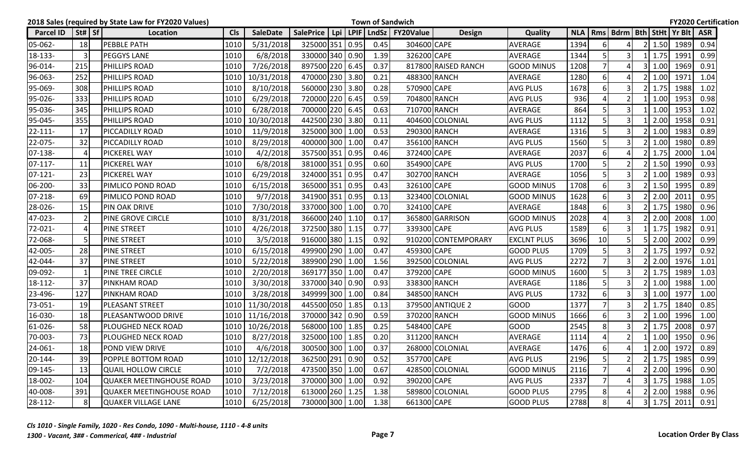**2018 Sales (required by State Law for FY2020 Values)** **Town of Sandwich** **FY2020 Certification**

| Parcel ID | St# | Sf | Location | Cls | SaleDate | SalePrice | Lpi | LPIF | LndSz | FY20Value | Design | Quality | NLA | Rms | Bdrm | Bth | StHt | Yr Blt | ASR |
|---|---|---|---|---|---|---|---|---|---|---|---|---|---|---|---|---|---|---|---|
| 05-062- | 18 | | PEBBLE PATH | 1010 | 5/31/2018 | 325000 | 351 | 0.95 | 0.45 | 304600 | CAPE | AVERAGE | 1394 | 6 | 4 | 2 | 1.50 | 1989 | 0.94 |
| 18-133- | 3 | | PEGGYS LANE | 1010 | 6/8/2018 | 330000 | 340 | 0.90 | 1.39 | 326200 | CAPE | AVERAGE | 1344 | 5 | 3 | 1 | 1.75 | 1991 | 0.99 |
| 96-014- | 215 | | PHILLIPS ROAD | 1010 | 7/26/2018 | 897500 | 220 | 6.45 | 0.37 | 817800 | RAISED RANCH | GOOD MINUS | 1208 | 7 | 4 | 3 | 1.00 | 1969 | 0.91 |
| 96-063- | 252 | | PHILLIPS ROAD | 1010 | 10/31/2018 | 470000 | 230 | 3.80 | 0.21 | 488300 | RANCH | AVERAGE | 1280 | 6 | 4 | 2 | 1.00 | 1971 | 1.04 |
| 95-069- | 308 | | PHILLIPS ROAD | 1010 | 8/10/2018 | 560000 | 230 | 3.80 | 0.28 | 570900 | CAPE | AVG PLUS | 1678 | 6 | 3 | 2 | 1.75 | 1988 | 1.02 |
| 95-026- | 333 | | PHILLIPS ROAD | 1010 | 6/29/2018 | 720000 | 220 | 6.45 | 0.59 | 704800 | RANCH | AVG PLUS | 936 | 4 | 2 | 1 | 1.00 | 1953 | 0.98 |
| 95-036- | 345 | | PHILLIPS ROAD | 1010 | 6/28/2018 | 700000 | 220 | 6.45 | 0.63 | 710700 | RANCH | AVERAGE | 864 | 5 | 3 | 1 | 1.00 | 1953 | 1.02 |
| 95-045- | 355 | | PHILLIPS ROAD | 1010 | 10/30/2018 | 442500 | 230 | 3.80 | 0.11 | 404600 | COLONIAL | AVG PLUS | 1112 | 5 | 3 | 1 | 2.00 | 1958 | 0.91 |
| 22-111- | 17 | | PICCADILLY ROAD | 1010 | 11/9/2018 | 325000 | 300 | 1.00 | 0.53 | 290300 | RANCH | AVERAGE | 1316 | 5 | 3 | 2 | 1.00 | 1983 | 0.89 |
| 22-075- | 32 | | PICCADILLY ROAD | 1010 | 8/29/2018 | 400000 | 300 | 1.00 | 0.47 | 356100 | RANCH | AVG PLUS | 1560 | 5 | 3 | 2 | 1.00 | 1980 | 0.89 |
| 07-138- | 4 | | PICKEREL WAY | 1010 | 4/2/2018 | 357500 | 351 | 0.95 | 0.46 | 372400 | CAPE | AVERAGE | 2037 | 6 | 4 | 2 | 1.75 | 2000 | 1.04 |
| 07-117- | 11 | | PICKEREL WAY | 1010 | 6/8/2018 | 381000 | 351 | 0.95 | 0.60 | 354900 | CAPE | AVG PLUS | 1700 | 5 | 2 | 2 | 1.50 | 1990 | 0.93 |
| 07-121- | 23 | | PICKEREL WAY | 1010 | 6/29/2018 | 324000 | 351 | 0.95 | 0.47 | 302700 | RANCH | AVERAGE | 1056 | 5 | 3 | 2 | 1.00 | 1989 | 0.93 |
| 06-200- | 33 | | PIMLICO POND ROAD | 1010 | 6/15/2018 | 365000 | 351 | 0.95 | 0.43 | 326100 | CAPE | GOOD MINUS | 1708 | 6 | 3 | 2 | 1.50 | 1995 | 0.89 |
| 07-218- | 69 | | PIMLICO POND ROAD | 1010 | 9/7/2018 | 341900 | 351 | 0.95 | 0.13 | 323400 | COLONIAL | GOOD MINUS | 1628 | 6 | 3 | 2 | 2.00 | 2011 | 0.95 |
| 28-026- | 15 | | PIN OAK DRIVE | 1010 | 7/30/2018 | 337000 | 300 | 1.00 | 0.70 | 324100 | CAPE | AVERAGE | 1848 | 6 | 3 | 2 | 1.75 | 1980 | 0.96 |
| 47-023- | 2 | | PINE GROVE CIRCLE | 1010 | 8/31/2018 | 366000 | 240 | 1.10 | 0.17 | 365800 | GARRISON | GOOD MINUS | 2028 | 4 | 3 | 2 | 2.00 | 2008 | 1.00 |
| 72-021- | 4 | | PINE STREET | 1010 | 4/26/2018 | 372500 | 380 | 1.15 | 0.77 | 339300 | CAPE | AVG PLUS | 1589 | 6 | 3 | 1 | 1.75 | 1982 | 0.91 |
| 72-068- | 5 | | PINE STREET | 1010 | 3/5/2018 | 916000 | 380 | 1.15 | 0.92 | 910200 | CONTEMPORARY | EXCLNT PLUS | 3696 | 10 | 5 | 5 | 2.00 | 2002 | 0.99 |
| 42-005- | 28 | | PINE STREET | 1010 | 6/15/2018 | 499900 | 290 | 1.00 | 0.47 | 459300 | CAPE | GOOD PLUS | 1709 | 5 | 3 | 2 | 1.75 | 1997 | 0.92 |
| 42-044- | 37 | | PINE STREET | 1010 | 5/22/2018 | 389900 | 290 | 1.00 | 1.56 | 392500 | COLONIAL | AVG PLUS | 2272 | 7 | 3 | 2 | 2.00 | 1976 | 1.01 |
| 09-092- | 1 | | PINE TREE CIRCLE | 1010 | 2/20/2018 | 369177 | 350 | 1.00 | 0.47 | 379200 | CAPE | GOOD MINUS | 1600 | 5 | 3 | 2 | 1.75 | 1989 | 1.03 |
| 18-112- | 37 | | PINKHAM ROAD | 1010 | 3/30/2018 | 337000 | 340 | 0.90 | 0.93 | 338300 | RANCH | AVERAGE | 1186 | 5 | 3 | 2 | 1.00 | 1988 | 1.00 |
| 23-496- | 127 | | PINKHAM ROAD | 1010 | 3/28/2018 | 349999 | 300 | 1.00 | 0.84 | 348500 | RANCH | AVG PLUS | 1732 | 6 | 3 | 3 | 1.00 | 1977 | 1.00 |
| 73-051- | 19 | | PLEASANT STREET | 1010 | 11/30/2018 | 445500 | 050 | 1.85 | 0.13 | 379500 | ANTIQUE 2 | GOOD | 1377 | 7 | 3 | 2 | 1.75 | 1840 | 0.85 |
| 16-030- | 18 | | PLEASANTWOOD DRIVE | 1010 | 11/16/2018 | 370000 | 342 | 0.90 | 0.59 | 370200 | RANCH | GOOD MINUS | 1666 | 6 | 3 | 2 | 1.00 | 1996 | 1.00 |
| 61-026- | 58 | | PLOUGHED NECK ROAD | 1010 | 10/26/2018 | 568000 | 100 | 1.85 | 0.25 | 548400 | CAPE | GOOD | 2545 | 8 | 3 | 2 | 1.75 | 2008 | 0.97 |
| 70-003- | 73 | | PLOUGHED NECK ROAD | 1010 | 8/27/2018 | 325000 | 100 | 1.85 | 0.20 | 311200 | RANCH | AVERAGE | 1114 | 4 | 2 | 1 | 1.00 | 1950 | 0.96 |
| 24-061- | 18 | | POND VIEW DRIVE | 1010 | 4/6/2018 | 300500 | 300 | 1.00 | 0.37 | 268000 | COLONIAL | AVERAGE | 1476 | 6 | 4 | 1 | 2.00 | 1972 | 0.89 |
| 20-144- | 39 | | POPPLE BOTTOM ROAD | 1010 | 12/12/2018 | 362500 | 291 | 0.90 | 0.52 | 357700 | CAPE | AVG PLUS | 2196 | 5 | 2 | 2 | 1.75 | 1985 | 0.99 |
| 09-145- | 13 | | QUAIL HOLLOW CIRCLE | 1010 | 7/2/2018 | 473500 | 350 | 1.00 | 0.67 | 428500 | COLONIAL | GOOD MINUS | 2116 | 7 | 4 | 2 | 2.00 | 1996 | 0.90 |
| 18-002- | 104 | | QUAKER MEETINGHOUSE ROAD | 1010 | 3/23/2018 | 370000 | 300 | 1.00 | 0.92 | 390200 | CAPE | AVG PLUS | 2337 | 7 | 4 | 3 | 1.75 | 1988 | 1.05 |
| 40-008- | 391 | | QUAKER MEETINGHOUSE ROAD | 1010 | 7/12/2018 | 613000 | 260 | 1.25 | 1.38 | 589800 | COLONIAL | GOOD PLUS | 2795 | 8 | 4 | 2 | 2.00 | 1988 | 0.96 |
| 28-112- | 8 | | QUAKER VILLAGE LANE | 1010 | 6/25/2018 | 730000 | 300 | 1.00 | 1.38 | 661300 | CAPE | GOOD PLUS | 2788 | 8 | 4 | 3 | 1.75 | 2011 | 0.91 |

*Cls 1010 - Single Family, 1020 - Res Condo, 1090 - Multi-house, 1110 - 4-8 units*
*1300 - Vacant, 3## - Commerical, 4## - Industrial*

**Location Order By Class**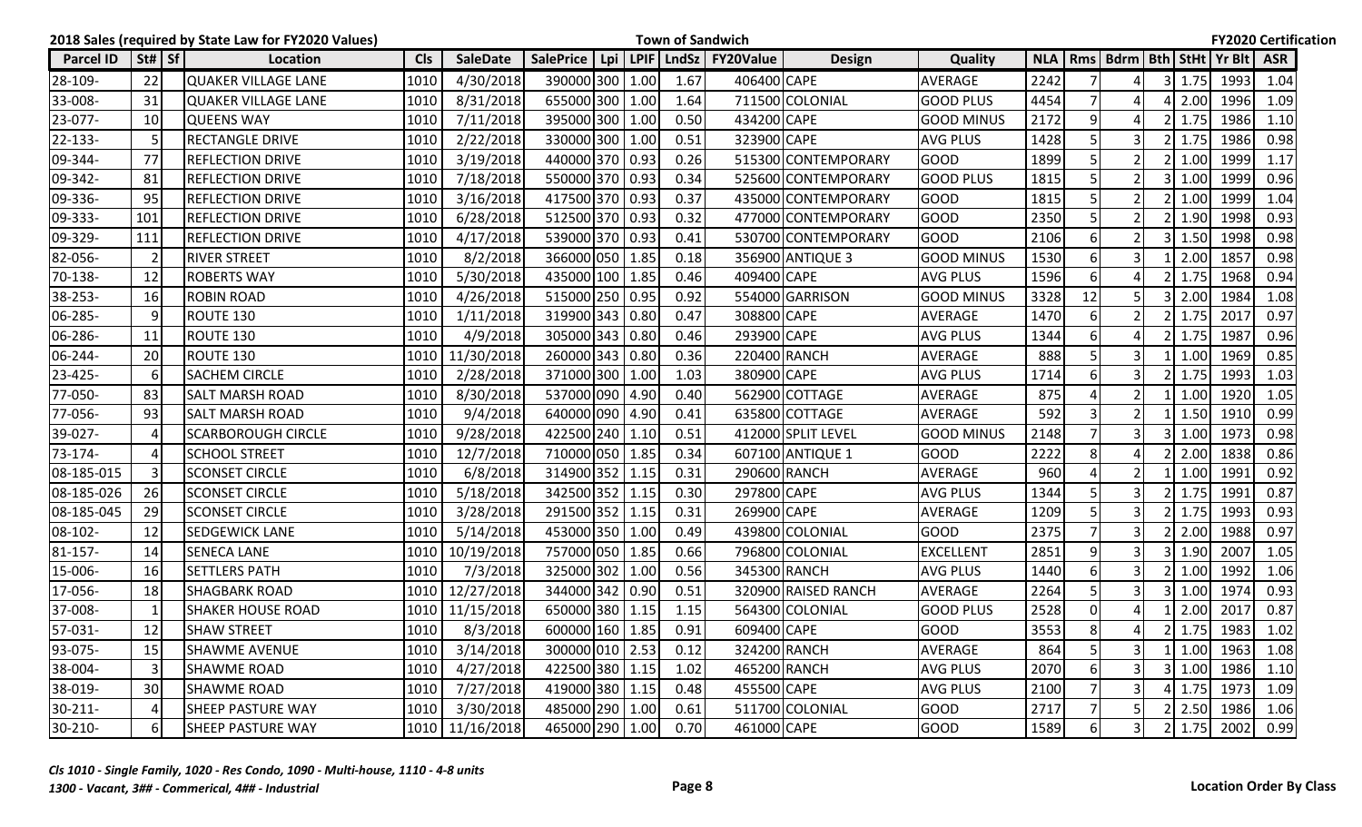**2018 Sales (required by State Law for FY2020 Values)** | **Town of Sandwich** | **FY2020 Certification**

| Parcel ID | St# | Sf | Location | Cls | SaleDate | SalePrice | Lpi | LPIF | LndSz | FY20Value | Design | Quality | NLA | Rms | Bdrm | Bth | StHt | Yr Blt | ASR |
|---|---|---|---|---|---|---|---|---|---|---|---|---|---|---|---|---|---|---|---|
| 28-109- | 22 | | QUAKER VILLAGE LANE | 1010 | 4/30/2018 | 390000 | 300 | 1.00 | 1.67 | 406400 | CAPE | AVERAGE | 2242 | 7 | 4 | 3 | 1.75 | 1993 | 1.04 |
| 33-008- | 31 | | QUAKER VILLAGE LANE | 1010 | 8/31/2018 | 655000 | 300 | 1.00 | 1.64 | 711500 | COLONIAL | GOOD PLUS | 4454 | 7 | 4 | 4 | 2.00 | 1996 | 1.09 |
| 23-077- | 10 | | QUEENS WAY | 1010 | 7/11/2018 | 395000 | 300 | 1.00 | 0.50 | 434200 | CAPE | GOOD MINUS | 2172 | 9 | 4 | 2 | 1.75 | 1986 | 1.10 |
| 22-133- | 5 | | RECTANGLE DRIVE | 1010 | 2/22/2018 | 330000 | 300 | 1.00 | 0.51 | 323900 | CAPE | AVG PLUS | 1428 | 5 | 3 | 2 | 1.75 | 1986 | 0.98 |
| 09-344- | 77 | | REFLECTION DRIVE | 1010 | 3/19/2018 | 440000 | 370 | 0.93 | 0.26 | 515300 | CONTEMPORARY | GOOD | 1899 | 5 | 2 | 2 | 1.00 | 1999 | 1.17 |
| 09-342- | 81 | | REFLECTION DRIVE | 1010 | 7/18/2018 | 550000 | 370 | 0.93 | 0.34 | 525600 | CONTEMPORARY | GOOD PLUS | 1815 | 5 | 2 | 3 | 1.00 | 1999 | 0.96 |
| 09-336- | 95 | | REFLECTION DRIVE | 1010 | 3/16/2018 | 417500 | 370 | 0.93 | 0.37 | 435000 | CONTEMPORARY | GOOD | 1815 | 5 | 2 | 2 | 1.00 | 1999 | 1.04 |
| 09-333- | 101 | | REFLECTION DRIVE | 1010 | 6/28/2018 | 512500 | 370 | 0.93 | 0.32 | 477000 | CONTEMPORARY | GOOD | 2350 | 5 | 2 | 2 | 1.90 | 1998 | 0.93 |
| 09-329- | 111 | | REFLECTION DRIVE | 1010 | 4/17/2018 | 539000 | 370 | 0.93 | 0.41 | 530700 | CONTEMPORARY | GOOD | 2106 | 6 | 2 | 3 | 1.50 | 1998 | 0.98 |
| 82-056- | 2 | | RIVER STREET | 1010 | 8/2/2018 | 366000 | 050 | 1.85 | 0.18 | 356900 | ANTIQUE 3 | GOOD MINUS | 1530 | 6 | 3 | 1 | 2.00 | 1857 | 0.98 |
| 70-138- | 12 | | ROBERTS WAY | 1010 | 5/30/2018 | 435000 | 100 | 1.85 | 0.46 | 409400 | CAPE | AVG PLUS | 1596 | 6 | 4 | 2 | 1.75 | 1968 | 0.94 |
| 38-253- | 16 | | ROBIN ROAD | 1010 | 4/26/2018 | 515000 | 250 | 0.95 | 0.92 | 554000 | GARRISON | GOOD MINUS | 3328 | 12 | 5 | 3 | 2.00 | 1984 | 1.08 |
| 06-285- | 9 | | ROUTE 130 | 1010 | 1/11/2018 | 319900 | 343 | 0.80 | 0.47 | 308800 | CAPE | AVERAGE | 1470 | 6 | 2 | 2 | 1.75 | 2017 | 0.97 |
| 06-286- | 11 | | ROUTE 130 | 1010 | 4/9/2018 | 305000 | 343 | 0.80 | 0.46 | 293900 | CAPE | AVG PLUS | 1344 | 6 | 4 | 2 | 1.75 | 1987 | 0.96 |
| 06-244- | 20 | | ROUTE 130 | 1010 | 11/30/2018 | 260000 | 343 | 0.80 | 0.36 | 220400 | RANCH | AVERAGE | 888 | 5 | 3 | 1 | 1.00 | 1969 | 0.85 |
| 23-425- | 6 | | SACHEM CIRCLE | 1010 | 2/28/2018 | 371000 | 300 | 1.00 | 1.03 | 380900 | CAPE | AVG PLUS | 1714 | 6 | 3 | 2 | 1.75 | 1993 | 1.03 |
| 77-050- | 83 | | SALT MARSH ROAD | 1010 | 8/30/2018 | 537000 | 090 | 4.90 | 0.40 | 562900 | COTTAGE | AVERAGE | 875 | 4 | 2 | 1 | 1.00 | 1920 | 1.05 |
| 77-056- | 93 | | SALT MARSH ROAD | 1010 | 9/4/2018 | 640000 | 090 | 4.90 | 0.41 | 635800 | COTTAGE | AVERAGE | 592 | 3 | 2 | 1 | 1.50 | 1910 | 0.99 |
| 39-027- | 4 | | SCARBOROUGH CIRCLE | 1010 | 9/28/2018 | 422500 | 240 | 1.10 | 0.51 | 412000 | SPLIT LEVEL | GOOD MINUS | 2148 | 7 | 3 | 3 | 1.00 | 1973 | 0.98 |
| 73-174- | 4 | | SCHOOL STREET | 1010 | 12/7/2018 | 710000 | 050 | 1.85 | 0.34 | 607100 | ANTIQUE 1 | GOOD | 2222 | 8 | 4 | 2 | 2.00 | 1838 | 0.86 |
| 08-185-015 | 3 | | SCONSET CIRCLE | 1010 | 6/8/2018 | 314900 | 352 | 1.15 | 0.31 | 290600 | RANCH | AVERAGE | 960 | 4 | 2 | 1 | 1.00 | 1991 | 0.92 |
| 08-185-026 | 26 | | SCONSET CIRCLE | 1010 | 5/18/2018 | 342500 | 352 | 1.15 | 0.30 | 297800 | CAPE | AVG PLUS | 1344 | 5 | 3 | 2 | 1.75 | 1991 | 0.87 |
| 08-185-045 | 29 | | SCONSET CIRCLE | 1010 | 3/28/2018 | 291500 | 352 | 1.15 | 0.31 | 269900 | CAPE | AVERAGE | 1209 | 5 | 3 | 2 | 1.75 | 1993 | 0.93 |
| 08-102- | 12 | | SEDGEWICK LANE | 1010 | 5/14/2018 | 453000 | 350 | 1.00 | 0.49 | 439800 | COLONIAL | GOOD | 2375 | 7 | 3 | 2 | 2.00 | 1988 | 0.97 |
| 81-157- | 14 | | SENECA LANE | 1010 | 10/19/2018 | 757000 | 050 | 1.85 | 0.66 | 796800 | COLONIAL | EXCELLENT | 2851 | 9 | 3 | 3 | 1.90 | 2007 | 1.05 |
| 15-006- | 16 | | SETTLERS PATH | 1010 | 7/3/2018 | 325000 | 302 | 1.00 | 0.56 | 345300 | RANCH | AVG PLUS | 1440 | 6 | 3 | 2 | 1.00 | 1992 | 1.06 |
| 17-056- | 18 | | SHAGBARK ROAD | 1010 | 12/27/2018 | 344000 | 342 | 0.90 | 0.51 | 320900 | RAISED RANCH | AVERAGE | 2264 | 5 | 3 | 3 | 1.00 | 1974 | 0.93 |
| 37-008- | 1 | | SHAKER HOUSE ROAD | 1010 | 11/15/2018 | 650000 | 380 | 1.15 | 1.15 | 564300 | COLONIAL | GOOD PLUS | 2528 | 0 | 4 | 1 | 2.00 | 2017 | 0.87 |
| 57-031- | 12 | | SHAW STREET | 1010 | 8/3/2018 | 600000 | 160 | 1.85 | 0.91 | 609400 | CAPE | GOOD | 3553 | 8 | 4 | 2 | 1.75 | 1983 | 1.02 |
| 93-075- | 15 | | SHAWME AVENUE | 1010 | 3/14/2018 | 300000 | 010 | 2.53 | 0.12 | 324200 | RANCH | AVERAGE | 864 | 5 | 3 | 1 | 1.00 | 1963 | 1.08 |
| 38-004- | 3 | | SHAWME ROAD | 1010 | 4/27/2018 | 422500 | 380 | 1.15 | 1.02 | 465200 | RANCH | AVG PLUS | 2070 | 6 | 3 | 3 | 1.00 | 1986 | 1.10 |
| 38-019- | 30 | | SHAWME ROAD | 1010 | 7/27/2018 | 419000 | 380 | 1.15 | 0.48 | 455500 | CAPE | AVG PLUS | 2100 | 7 | 3 | 4 | 1.75 | 1973 | 1.09 |
| 30-211- | 4 | | SHEEP PASTURE WAY | 1010 | 3/30/2018 | 485000 | 290 | 1.00 | 0.61 | 511700 | COLONIAL | GOOD | 2717 | 7 | 5 | 2 | 2.50 | 1986 | 1.06 |
| 30-210- | 6 | | SHEEP PASTURE WAY | 1010 | 11/16/2018 | 465000 | 290 | 1.00 | 0.70 | 461000 | CAPE | GOOD | 1589 | 6 | 3 | 2 | 1.75 | 2002 | 0.99 |

*Cls 1010 - Single Family, 1020 - Res Condo, 1090 - Multi-house, 1110 - 4-8 units*
*1300 - Vacant, 3## - Commerical, 4## - Industrial*

**Location Order By Class**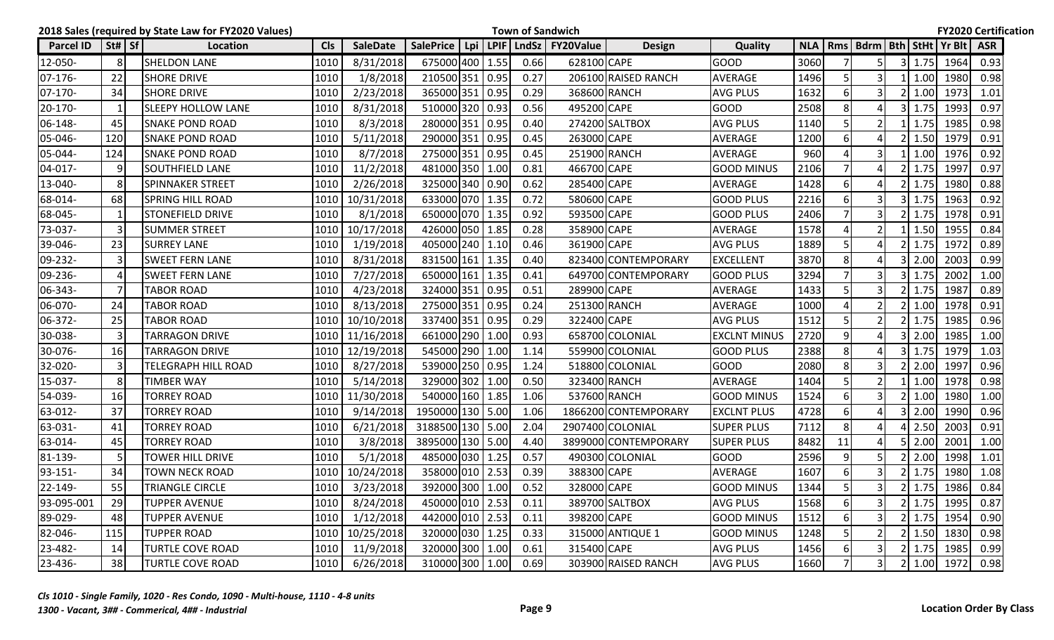**2018 Sales (required by State Law for FY2020 Values)** — **Town of Sandwich** — **FY2020 Certification**

| Parcel ID | St# | Sf | Location | Cls | SaleDate | SalePrice | Lpi | LPIF | LndSz | FY20Value | Design | Quality | NLA | Rms | Bdrm | Bth | StHt | Yr Blt | ASR |
|---|---|---|---|---|---|---|---|---|---|---|---|---|---|---|---|---|---|---|---|
| 12-050- | 8 | | SHELDON LANE | 1010 | 8/31/2018 | 675000 | 400 | 1.55 | 0.66 | 628100 | CAPE | GOOD | 3060 | 7 | 5 | 3 | 1.75 | 1964 | 0.93 |
| 07-176- | 22 | | SHORE DRIVE | 1010 | 1/8/2018 | 210500 | 351 | 0.95 | 0.27 | 206100 | RAISED RANCH | AVERAGE | 1496 | 5 | 3 | 1 | 1.00 | 1980 | 0.98 |
| 07-170- | 34 | | SHORE DRIVE | 1010 | 2/23/2018 | 365000 | 351 | 0.95 | 0.29 | 368600 | RANCH | AVG PLUS | 1632 | 6 | 3 | 2 | 1.00 | 1973 | 1.01 |
| 20-170- | 1 | | SLEEPY HOLLOW LANE | 1010 | 8/31/2018 | 510000 | 320 | 0.93 | 0.56 | 495200 | CAPE | GOOD | 2508 | 8 | 4 | 3 | 1.75 | 1993 | 0.97 |
| 06-148- | 45 | | SNAKE POND ROAD | 1010 | 8/3/2018 | 280000 | 351 | 0.95 | 0.40 | 274200 | SALTBOX | AVG PLUS | 1140 | 5 | 2 | 1 | 1.75 | 1985 | 0.98 |
| 05-046- | 120 | | SNAKE POND ROAD | 1010 | 5/11/2018 | 290000 | 351 | 0.95 | 0.45 | 263000 | CAPE | AVERAGE | 1200 | 6 | 4 | 2 | 1.50 | 1979 | 0.91 |
| 05-044- | 124 | | SNAKE POND ROAD | 1010 | 8/7/2018 | 275000 | 351 | 0.95 | 0.45 | 251900 | RANCH | AVERAGE | 960 | 4 | 3 | 1 | 1.00 | 1976 | 0.92 |
| 04-017- | 9 | | SOUTHFIELD LANE | 1010 | 11/2/2018 | 481000 | 350 | 1.00 | 0.81 | 466700 | CAPE | GOOD MINUS | 2106 | 7 | 4 | 2 | 1.75 | 1997 | 0.97 |
| 13-040- | 8 | | SPINNAKER STREET | 1010 | 2/26/2018 | 325000 | 340 | 0.90 | 0.62 | 285400 | CAPE | AVERAGE | 1428 | 6 | 4 | 2 | 1.75 | 1980 | 0.88 |
| 68-014- | 68 | | SPRING HILL ROAD | 1010 | 10/31/2018 | 633000 | 070 | 1.35 | 0.72 | 580600 | CAPE | GOOD PLUS | 2216 | 6 | 3 | 3 | 1.75 | 1963 | 0.92 |
| 68-045- | 1 | | STONEFIELD DRIVE | 1010 | 8/1/2018 | 650000 | 070 | 1.35 | 0.92 | 593500 | CAPE | GOOD PLUS | 2406 | 7 | 3 | 2 | 1.75 | 1978 | 0.91 |
| 73-037- | 3 | | SUMMER STREET | 1010 | 10/17/2018 | 426000 | 050 | 1.85 | 0.28 | 358900 | CAPE | AVERAGE | 1578 | 4 | 2 | 1 | 1.50 | 1955 | 0.84 |
| 39-046- | 23 | | SURREY LANE | 1010 | 1/19/2018 | 405000 | 240 | 1.10 | 0.46 | 361900 | CAPE | AVG PLUS | 1889 | 5 | 4 | 2 | 1.75 | 1972 | 0.89 |
| 09-232- | 3 | | SWEET FERN LANE | 1010 | 8/31/2018 | 831500 | 161 | 1.35 | 0.40 | 823400 | CONTEMPORARY | EXCELLENT | 3870 | 8 | 4 | 3 | 2.00 | 2003 | 0.99 |
| 09-236- | 4 | | SWEET FERN LANE | 1010 | 7/27/2018 | 650000 | 161 | 1.35 | 0.41 | 649700 | CONTEMPORARY | GOOD PLUS | 3294 | 7 | 3 | 3 | 1.75 | 2002 | 1.00 |
| 06-343- | 7 | | TABOR ROAD | 1010 | 4/23/2018 | 324000 | 351 | 0.95 | 0.51 | 289900 | CAPE | AVERAGE | 1433 | 5 | 3 | 2 | 1.75 | 1987 | 0.89 |
| 06-070- | 24 | | TABOR ROAD | 1010 | 8/13/2018 | 275000 | 351 | 0.95 | 0.24 | 251300 | RANCH | AVERAGE | 1000 | 4 | 2 | 2 | 1.00 | 1978 | 0.91 |
| 06-372- | 25 | | TABOR ROAD | 1010 | 10/10/2018 | 337400 | 351 | 0.95 | 0.29 | 322400 | CAPE | AVG PLUS | 1512 | 5 | 2 | 2 | 1.75 | 1985 | 0.96 |
| 30-038- | 3 | | TARRAGON DRIVE | 1010 | 11/16/2018 | 661000 | 290 | 1.00 | 0.93 | 658700 | COLONIAL | EXCLNT MINUS | 2720 | 9 | 4 | 3 | 2.00 | 1985 | 1.00 |
| 30-076- | 16 | | TARRAGON DRIVE | 1010 | 12/19/2018 | 545000 | 290 | 1.00 | 1.14 | 559900 | COLONIAL | GOOD PLUS | 2388 | 8 | 4 | 3 | 1.75 | 1979 | 1.03 |
| 32-020- | 3 | | TELEGRAPH HILL ROAD | 1010 | 8/27/2018 | 539000 | 250 | 0.95 | 1.24 | 518800 | COLONIAL | GOOD | 2080 | 8 | 3 | 2 | 2.00 | 1997 | 0.96 |
| 15-037- | 8 | | TIMBER WAY | 1010 | 5/14/2018 | 329000 | 302 | 1.00 | 0.50 | 323400 | RANCH | AVERAGE | 1404 | 5 | 2 | 1 | 1.00 | 1978 | 0.98 |
| 54-039- | 16 | | TORREY ROAD | 1010 | 11/30/2018 | 540000 | 160 | 1.85 | 1.06 | 537600 | RANCH | GOOD MINUS | 1524 | 6 | 3 | 2 | 1.00 | 1980 | 1.00 |
| 63-012- | 37 | | TORREY ROAD | 1010 | 9/14/2018 | 1950000 | 130 | 5.00 | 1.06 | 1866200 | CONTEMPORARY | EXCLNT PLUS | 4728 | 6 | 4 | 3 | 2.00 | 1990 | 0.96 |
| 63-031- | 41 | | TORREY ROAD | 1010 | 6/21/2018 | 3188500 | 130 | 5.00 | 2.04 | 2907400 | COLONIAL | SUPER PLUS | 7112 | 8 | 4 | 4 | 2.50 | 2003 | 0.91 |
| 63-014- | 45 | | TORREY ROAD | 1010 | 3/8/2018 | 3895000 | 130 | 5.00 | 4.40 | 3899000 | CONTEMPORARY | SUPER PLUS | 8482 | 11 | 4 | 5 | 2.00 | 2001 | 1.00 |
| 81-139- | 5 | | TOWER HILL DRIVE | 1010 | 5/1/2018 | 485000 | 030 | 1.25 | 0.57 | 490300 | COLONIAL | GOOD | 2596 | 9 | 5 | 2 | 2.00 | 1998 | 1.01 |
| 93-151- | 34 | | TOWN NECK ROAD | 1010 | 10/24/2018 | 358000 | 010 | 2.53 | 0.39 | 388300 | CAPE | AVERAGE | 1607 | 6 | 3 | 2 | 1.75 | 1980 | 1.08 |
| 22-149- | 55 | | TRIANGLE CIRCLE | 1010 | 3/23/2018 | 392000 | 300 | 1.00 | 0.52 | 328000 | CAPE | GOOD MINUS | 1344 | 5 | 3 | 2 | 1.75 | 1986 | 0.84 |
| 93-095-001 | 29 | | TUPPER AVENUE | 1010 | 8/24/2018 | 450000 | 010 | 2.53 | 0.11 | 389700 | SALTBOX | AVG PLUS | 1568 | 6 | 3 | 2 | 1.75 | 1995 | 0.87 |
| 89-029- | 48 | | TUPPER AVENUE | 1010 | 1/12/2018 | 442000 | 010 | 2.53 | 0.11 | 398200 | CAPE | GOOD MINUS | 1512 | 6 | 3 | 2 | 1.75 | 1954 | 0.90 |
| 82-046- | 115 | | TUPPER ROAD | 1010 | 10/25/2018 | 320000 | 030 | 1.25 | 0.33 | 315000 | ANTIQUE 1 | GOOD MINUS | 1248 | 5 | 2 | 2 | 1.50 | 1830 | 0.98 |
| 23-482- | 14 | | TURTLE COVE ROAD | 1010 | 11/9/2018 | 320000 | 300 | 1.00 | 0.61 | 315400 | CAPE | AVG PLUS | 1456 | 6 | 3 | 2 | 1.75 | 1985 | 0.99 |
| 23-436- | 38 | | TURTLE COVE ROAD | 1010 | 6/26/2018 | 310000 | 300 | 1.00 | 0.69 | 303900 | RAISED RANCH | AVG PLUS | 1660 | 7 | 3 | 2 | 1.00 | 1972 | 0.98 |

*Cls 1010 - Single Family, 1020 - Res Condo, 1090 - Multi-house, 1110 - 4-8 units*
*1300 - Vacant, 3## - Commerical, 4## - Industrial*

**Location Order By Class**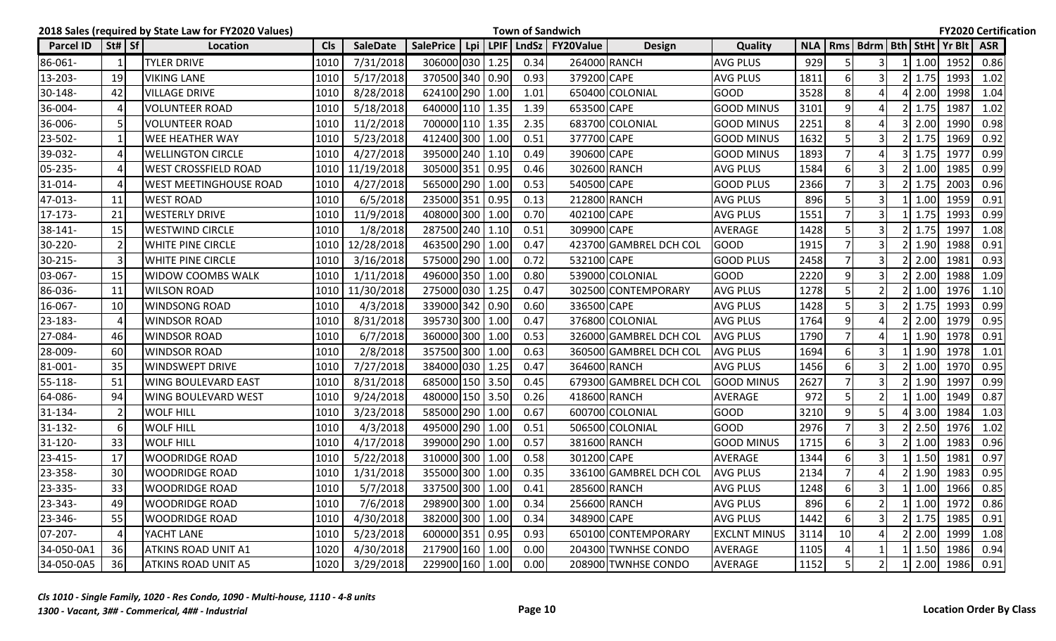2018 Sales (required by State Law for FY2020 Values) — Town of Sandwich — FY2020 Certification

| Parcel ID | St# | Sf | Location | Cls | SaleDate | SalePrice | Lpi | LPIF | LndSz | FY20Value | Design | Quality | NLA | Rms | Bdrm | Bth | StHt | Yr Blt | ASR |
|---|---|---|---|---|---|---|---|---|---|---|---|---|---|---|---|---|---|---|---|
| 86-061- | 1 | | TYLER DRIVE | 1010 | 7/31/2018 | 306000 | 030 | 1.25 | 0.34 | 264000 | RANCH | AVG PLUS | 929 | 5 | 3 | 1 | 1.00 | 1952 | 0.86 |
| 13-203- | 19 | | VIKING LANE | 1010 | 5/17/2018 | 370500 | 340 | 0.90 | 0.93 | 379200 | CAPE | AVG PLUS | 1811 | 6 | 3 | 2 | 1.75 | 1993 | 1.02 |
| 30-148- | 42 | | VILLAGE DRIVE | 1010 | 8/28/2018 | 624100 | 290 | 1.00 | 1.01 | 650400 | COLONIAL | GOOD | 3528 | 8 | 4 | 4 | 2.00 | 1998 | 1.04 |
| 36-004- | 4 | | VOLUNTEER ROAD | 1010 | 5/18/2018 | 640000 | 110 | 1.35 | 1.39 | 653500 | CAPE | GOOD MINUS | 3101 | 9 | 4 | 2 | 1.75 | 1987 | 1.02 |
| 36-006- | 5 | | VOLUNTEER ROAD | 1010 | 11/2/2018 | 700000 | 110 | 1.35 | 2.35 | 683700 | COLONIAL | GOOD MINUS | 2251 | 8 | 4 | 3 | 2.00 | 1990 | 0.98 |
| 23-502- | 1 | | WEE HEATHER WAY | 1010 | 5/23/2018 | 412400 | 300 | 1.00 | 0.51 | 377700 | CAPE | GOOD MINUS | 1632 | 5 | 3 | 2 | 1.75 | 1969 | 0.92 |
| 39-032- | 4 | | WELLINGTON CIRCLE | 1010 | 4/27/2018 | 395000 | 240 | 1.10 | 0.49 | 390600 | CAPE | GOOD MINUS | 1893 | 7 | 4 | 3 | 1.75 | 1977 | 0.99 |
| 05-235- | 4 | | WEST CROSSFIELD ROAD | 1010 | 11/19/2018 | 305000 | 351 | 0.95 | 0.46 | 302600 | RANCH | AVG PLUS | 1584 | 6 | 3 | 2 | 1.00 | 1985 | 0.99 |
| 31-014- | 4 | | WEST MEETINGHOUSE ROAD | 1010 | 4/27/2018 | 565000 | 290 | 1.00 | 0.53 | 540500 | CAPE | GOOD PLUS | 2366 | 7 | 3 | 2 | 1.75 | 2003 | 0.96 |
| 47-013- | 11 | | WEST ROAD | 1010 | 6/5/2018 | 235000 | 351 | 0.95 | 0.13 | 212800 | RANCH | AVG PLUS | 896 | 5 | 3 | 1 | 1.00 | 1959 | 0.91 |
| 17-173- | 21 | | WESTERLY DRIVE | 1010 | 11/9/2018 | 408000 | 300 | 1.00 | 0.70 | 402100 | CAPE | AVG PLUS | 1551 | 7 | 3 | 1 | 1.75 | 1993 | 0.99 |
| 38-141- | 15 | | WESTWIND CIRCLE | 1010 | 1/8/2018 | 287500 | 240 | 1.10 | 0.51 | 309900 | CAPE | AVERAGE | 1428 | 5 | 3 | 2 | 1.75 | 1997 | 1.08 |
| 30-220- | 2 | | WHITE PINE CIRCLE | 1010 | 12/28/2018 | 463500 | 290 | 1.00 | 0.47 | 423700 | GAMBREL DCH COL | GOOD | 1915 | 7 | 3 | 2 | 1.90 | 1988 | 0.91 |
| 30-215- | 3 | | WHITE PINE CIRCLE | 1010 | 3/16/2018 | 575000 | 290 | 1.00 | 0.72 | 532100 | CAPE | GOOD PLUS | 2458 | 7 | 3 | 2 | 2.00 | 1981 | 0.93 |
| 03-067- | 15 | | WIDOW COOMBS WALK | 1010 | 1/11/2018 | 496000 | 350 | 1.00 | 0.80 | 539000 | COLONIAL | GOOD | 2220 | 9 | 3 | 2 | 2.00 | 1988 | 1.09 |
| 86-036- | 11 | | WILSON ROAD | 1010 | 11/30/2018 | 275000 | 030 | 1.25 | 0.47 | 302500 | CONTEMPORARY | AVG PLUS | 1278 | 5 | 2 | 2 | 1.00 | 1976 | 1.10 |
| 16-067- | 10 | | WINDSONG ROAD | 1010 | 4/3/2018 | 339000 | 342 | 0.90 | 0.60 | 336500 | CAPE | AVG PLUS | 1428 | 5 | 3 | 2 | 1.75 | 1993 | 0.99 |
| 23-183- | 4 | | WINDSOR ROAD | 1010 | 8/31/2018 | 395730 | 300 | 1.00 | 0.47 | 376800 | COLONIAL | AVG PLUS | 1764 | 9 | 4 | 2 | 2.00 | 1979 | 0.95 |
| 27-084- | 46 | | WINDSOR ROAD | 1010 | 6/7/2018 | 360000 | 300 | 1.00 | 0.53 | 326000 | GAMBREL DCH COL | AVG PLUS | 1790 | 7 | 4 | 1 | 1.90 | 1978 | 0.91 |
| 28-009- | 60 | | WINDSOR ROAD | 1010 | 2/8/2018 | 357500 | 300 | 1.00 | 0.63 | 360500 | GAMBREL DCH COL | AVG PLUS | 1694 | 6 | 3 | 1 | 1.90 | 1978 | 1.01 |
| 81-001- | 35 | | WINDSWEPT DRIVE | 1010 | 7/27/2018 | 384000 | 030 | 1.25 | 0.47 | 364600 | RANCH | AVG PLUS | 1456 | 6 | 3 | 2 | 1.00 | 1970 | 0.95 |
| 55-118- | 51 | | WING BOULEVARD EAST | 1010 | 8/31/2018 | 685000 | 150 | 3.50 | 0.45 | 679300 | GAMBREL DCH COL | GOOD MINUS | 2627 | 7 | 3 | 2 | 1.90 | 1997 | 0.99 |
| 64-086- | 94 | | WING BOULEVARD WEST | 1010 | 9/24/2018 | 480000 | 150 | 3.50 | 0.26 | 418600 | RANCH | AVERAGE | 972 | 5 | 2 | 1 | 1.00 | 1949 | 0.87 |
| 31-134- | 2 | | WOLF HILL | 1010 | 3/23/2018 | 585000 | 290 | 1.00 | 0.67 | 600700 | COLONIAL | GOOD | 3210 | 9 | 5 | 4 | 3.00 | 1984 | 1.03 |
| 31-132- | 6 | | WOLF HILL | 1010 | 4/3/2018 | 495000 | 290 | 1.00 | 0.51 | 506500 | COLONIAL | GOOD | 2976 | 7 | 3 | 2 | 2.50 | 1976 | 1.02 |
| 31-120- | 33 | | WOLF HILL | 1010 | 4/17/2018 | 399000 | 290 | 1.00 | 0.57 | 381600 | RANCH | GOOD MINUS | 1715 | 6 | 3 | 2 | 1.00 | 1983 | 0.96 |
| 23-415- | 17 | | WOODRIDGE ROAD | 1010 | 5/22/2018 | 310000 | 300 | 1.00 | 0.58 | 301200 | CAPE | AVERAGE | 1344 | 6 | 3 | 1 | 1.50 | 1981 | 0.97 |
| 23-358- | 30 | | WOODRIDGE ROAD | 1010 | 1/31/2018 | 355000 | 300 | 1.00 | 0.35 | 336100 | GAMBREL DCH COL | AVG PLUS | 2134 | 7 | 4 | 2 | 1.90 | 1983 | 0.95 |
| 23-335- | 33 | | WOODRIDGE ROAD | 1010 | 5/7/2018 | 337500 | 300 | 1.00 | 0.41 | 285600 | RANCH | AVG PLUS | 1248 | 6 | 3 | 1 | 1.00 | 1966 | 0.85 |
| 23-343- | 49 | | WOODRIDGE ROAD | 1010 | 7/6/2018 | 298900 | 300 | 1.00 | 0.34 | 256600 | RANCH | AVG PLUS | 896 | 6 | 2 | 1 | 1.00 | 1972 | 0.86 |
| 23-346- | 55 | | WOODRIDGE ROAD | 1010 | 4/30/2018 | 382000 | 300 | 1.00 | 0.34 | 348900 | CAPE | AVG PLUS | 1442 | 6 | 3 | 2 | 1.75 | 1985 | 0.91 |
| 07-207- | 4 | | YACHT LANE | 1010 | 5/23/2018 | 600000 | 351 | 0.95 | 0.93 | 650100 | CONTEMPORARY | EXCLNT MINUS | 3114 | 10 | 4 | 2 | 2.00 | 1999 | 1.08 |
| 34-050-0A1 | 36 | | ATKINS ROAD UNIT A1 | 1020 | 4/30/2018 | 217900 | 160 | 1.00 | 0.00 | 204300 | TWNHSE CONDO | AVERAGE | 1105 | 4 | 1 | 1 | 1.50 | 1986 | 0.94 |
| 34-050-0A5 | 36 | | ATKINS ROAD UNIT A5 | 1020 | 3/29/2018 | 229900 | 160 | 1.00 | 0.00 | 208900 | TWNHSE CONDO | AVERAGE | 1152 | 5 | 2 | 1 | 2.00 | 1986 | 0.91 |

*Cls 1010 - Single Family, 1020 - Res Condo, 1090 - Multi-house, 1110 - 4-8 units*
*1300 - Vacant, 3## - Commerical, 4## - Industrial*

**Location Order By Class**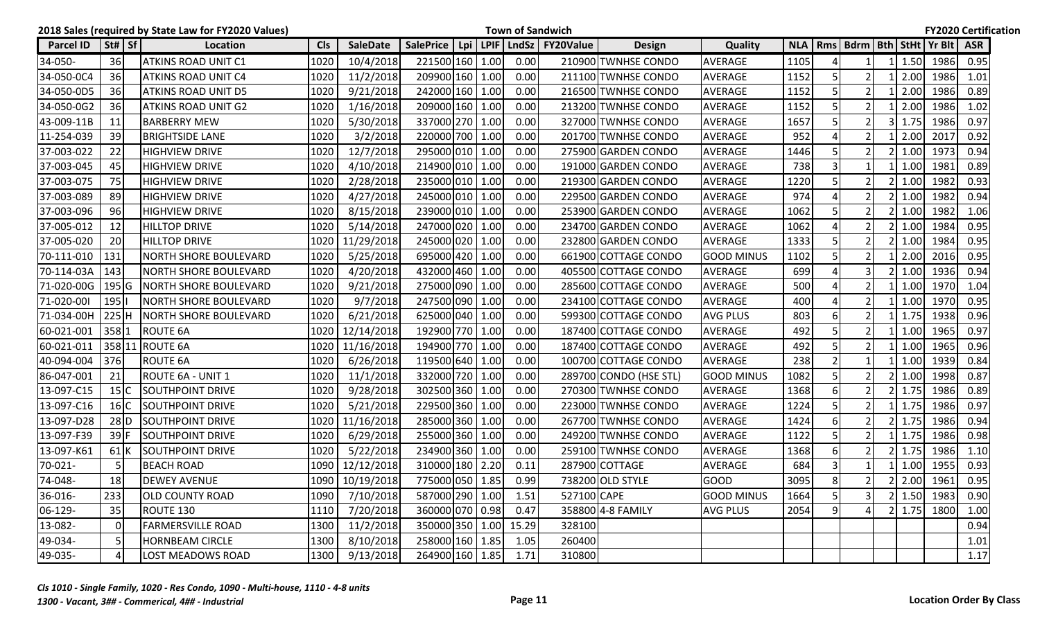**2018 Sales (required by State Law for FY2020 Values)** | **Town of Sandwich** | **FY2020 Certification**

| Parcel ID | St# | Sf | Location | Cls | SaleDate | SalePrice | Lpi | LPIF | LndSz | FY20Value | Design | Quality | NLA | Rms | Bdrm | Bth | StHt | Yr Blt | ASR |
|---|---|---|---|---|---|---|---|---|---|---|---|---|---|---|---|---|---|---|---|
| 34-050- | 36 | | ATKINS ROAD UNIT C1 | 1020 | 10/4/2018 | 221500 | 160 | 1.00 | 0.00 | 210900 | TWNHSE CONDO | AVERAGE | 1105 | 4 | 1 | 1 | 1.50 | 1986 | 0.95 |
| 34-050-0C4 | 36 | | ATKINS ROAD UNIT C4 | 1020 | 11/2/2018 | 209900 | 160 | 1.00 | 0.00 | 211100 | TWNHSE CONDO | AVERAGE | 1152 | 5 | 2 | 1 | 2.00 | 1986 | 1.01 |
| 34-050-0D5 | 36 | | ATKINS ROAD UNIT D5 | 1020 | 9/21/2018 | 242000 | 160 | 1.00 | 0.00 | 216500 | TWNHSE CONDO | AVERAGE | 1152 | 5 | 2 | 1 | 2.00 | 1986 | 0.89 |
| 34-050-0G2 | 36 | | ATKINS ROAD UNIT G2 | 1020 | 1/16/2018 | 209000 | 160 | 1.00 | 0.00 | 213200 | TWNHSE CONDO | AVERAGE | 1152 | 5 | 2 | 1 | 2.00 | 1986 | 1.02 |
| 43-009-11B | 11 | | BARBERRY MEW | 1020 | 5/30/2018 | 337000 | 270 | 1.00 | 0.00 | 327000 | TWNHSE CONDO | AVERAGE | 1657 | 5 | 2 | 3 | 1.75 | 1986 | 0.97 |
| 11-254-039 | 39 | | BRIGHTSIDE LANE | 1020 | 3/2/2018 | 220000 | 700 | 1.00 | 0.00 | 201700 | TWNHSE CONDO | AVERAGE | 952 | 4 | 2 | 1 | 2.00 | 2017 | 0.92 |
| 37-003-022 | 22 | | HIGHVIEW DRIVE | 1020 | 12/7/2018 | 295000 | 010 | 1.00 | 0.00 | 275900 | GARDEN CONDO | AVERAGE | 1446 | 5 | 2 | 2 | 1.00 | 1973 | 0.94 |
| 37-003-045 | 45 | | HIGHVIEW DRIVE | 1020 | 4/10/2018 | 214900 | 010 | 1.00 | 0.00 | 191000 | GARDEN CONDO | AVERAGE | 738 | 3 | 1 | 1 | 1.00 | 1981 | 0.89 |
| 37-003-075 | 75 | | HIGHVIEW DRIVE | 1020 | 2/28/2018 | 235000 | 010 | 1.00 | 0.00 | 219300 | GARDEN CONDO | AVERAGE | 1220 | 5 | 2 | 2 | 1.00 | 1982 | 0.93 |
| 37-003-089 | 89 | | HIGHVIEW DRIVE | 1020 | 4/27/2018 | 245000 | 010 | 1.00 | 0.00 | 229500 | GARDEN CONDO | AVERAGE | 974 | 4 | 2 | 2 | 1.00 | 1982 | 0.94 |
| 37-003-096 | 96 | | HIGHVIEW DRIVE | 1020 | 8/15/2018 | 239000 | 010 | 1.00 | 0.00 | 253900 | GARDEN CONDO | AVERAGE | 1062 | 5 | 2 | 2 | 1.00 | 1982 | 1.06 |
| 37-005-012 | 12 | | HILLTOP DRIVE | 1020 | 5/14/2018 | 247000 | 020 | 1.00 | 0.00 | 234700 | GARDEN CONDO | AVERAGE | 1062 | 4 | 2 | 2 | 1.00 | 1984 | 0.95 |
| 37-005-020 | 20 | | HILLTOP DRIVE | 1020 | 11/29/2018 | 245000 | 020 | 1.00 | 0.00 | 232800 | GARDEN CONDO | AVERAGE | 1333 | 5 | 2 | 2 | 1.00 | 1984 | 0.95 |
| 70-111-010 | 131 | | NORTH SHORE BOULEVARD | 1020 | 5/25/2018 | 695000 | 420 | 1.00 | 0.00 | 661900 | COTTAGE CONDO | GOOD MINUS | 1102 | 5 | 2 | 1 | 2.00 | 2016 | 0.95 |
| 70-114-03A | 143 | | NORTH SHORE BOULEVARD | 1020 | 4/20/2018 | 432000 | 460 | 1.00 | 0.00 | 405500 | COTTAGE CONDO | AVERAGE | 699 | 4 | 3 | 2 | 1.00 | 1936 | 0.94 |
| 71-020-00G | 195 | G | NORTH SHORE BOULEVARD | 1020 | 9/21/2018 | 275000 | 090 | 1.00 | 0.00 | 285600 | COTTAGE CONDO | AVERAGE | 500 | 4 | 2 | 1 | 1.00 | 1970 | 1.04 |
| 71-020-00I | 195 | I | NORTH SHORE BOULEVARD | 1020 | 9/7/2018 | 247500 | 090 | 1.00 | 0.00 | 234100 | COTTAGE CONDO | AVERAGE | 400 | 4 | 2 | 1 | 1.00 | 1970 | 0.95 |
| 71-034-00H | 225 | H | NORTH SHORE BOULEVARD | 1020 | 6/21/2018 | 625000 | 040 | 1.00 | 0.00 | 599300 | COTTAGE CONDO | AVG PLUS | 803 | 6 | 2 | 1 | 1.75 | 1938 | 0.96 |
| 60-021-001 | 358 | 1 | ROUTE 6A | 1020 | 12/14/2018 | 192900 | 770 | 1.00 | 0.00 | 187400 | COTTAGE CONDO | AVERAGE | 492 | 5 | 2 | 1 | 1.00 | 1965 | 0.97 |
| 60-021-011 | 358 | 11 | ROUTE 6A | 1020 | 11/16/2018 | 194900 | 770 | 1.00 | 0.00 | 187400 | COTTAGE CONDO | AVERAGE | 492 | 5 | 2 | 1 | 1.00 | 1965 | 0.96 |
| 40-094-004 | 376 | | ROUTE 6A | 1020 | 6/26/2018 | 119500 | 640 | 1.00 | 0.00 | 100700 | COTTAGE CONDO | AVERAGE | 238 | 2 | 1 | 1 | 1.00 | 1939 | 0.84 |
| 86-047-001 | 21 | | ROUTE 6A - UNIT 1 | 1020 | 11/1/2018 | 332000 | 720 | 1.00 | 0.00 | 289700 | CONDO (HSE STL) | GOOD MINUS | 1082 | 5 | 2 | 2 | 1.00 | 1998 | 0.87 |
| 13-097-C15 | 15 | C | SOUTHPOINT DRIVE | 1020 | 9/28/2018 | 302500 | 360 | 1.00 | 0.00 | 270300 | TWNHSE CONDO | AVERAGE | 1368 | 6 | 2 | 2 | 1.75 | 1986 | 0.89 |
| 13-097-C16 | 16 | C | SOUTHPOINT DRIVE | 1020 | 5/21/2018 | 229500 | 360 | 1.00 | 0.00 | 223000 | TWNHSE CONDO | AVERAGE | 1224 | 5 | 2 | 1 | 1.75 | 1986 | 0.97 |
| 13-097-D28 | 28 | D | SOUTHPOINT DRIVE | 1020 | 11/16/2018 | 285000 | 360 | 1.00 | 0.00 | 267700 | TWNHSE CONDO | AVERAGE | 1424 | 6 | 2 | 2 | 1.75 | 1986 | 0.94 |
| 13-097-F39 | 39 | F | SOUTHPOINT DRIVE | 1020 | 6/29/2018 | 255000 | 360 | 1.00 | 0.00 | 249200 | TWNHSE CONDO | AVERAGE | 1122 | 5 | 2 | 1 | 1.75 | 1986 | 0.98 |
| 13-097-K61 | 61 | K | SOUTHPOINT DRIVE | 1020 | 5/22/2018 | 234900 | 360 | 1.00 | 0.00 | 259100 | TWNHSE CONDO | AVERAGE | 1368 | 6 | 2 | 2 | 1.75 | 1986 | 1.10 |
| 70-021- | 5 | | BEACH ROAD | 1090 | 12/12/2018 | 310000 | 180 | 2.20 | 0.11 | 287900 | COTTAGE | AVERAGE | 684 | 3 | 1 | 1 | 1.00 | 1955 | 0.93 |
| 74-048- | 18 | | DEWEY AVENUE | 1090 | 10/19/2018 | 775000 | 050 | 1.85 | 0.99 | 738200 | OLD STYLE | GOOD | 3095 | 8 | 2 | 2 | 2.00 | 1961 | 0.95 |
| 36-016- | 233 | | OLD COUNTY ROAD | 1090 | 7/10/2018 | 587000 | 290 | 1.00 | 1.51 | 527100 | CAPE | GOOD MINUS | 1664 | 5 | 3 | 2 | 1.50 | 1983 | 0.90 |
| 06-129- | 35 | | ROUTE 130 | 1110 | 7/20/2018 | 360000 | 070 | 0.98 | 0.47 | 358800 | 4-8 FAMILY | AVG PLUS | 2054 | 9 | 4 | 2 | 1.75 | 1800 | 1.00 |
| 13-082- | 0 | | FARMERSVILLE ROAD | 1300 | 11/2/2018 | 350000 | 350 | 1.00 | 15.29 | 328100 | | | | | | | | | 0.94 |
| 49-034- | 5 | | HORNBEAM CIRCLE | 1300 | 8/10/2018 | 258000 | 160 | 1.85 | 1.05 | 260400 | | | | | | | | | 1.01 |
| 49-035- | 4 | | LOST MEADOWS ROAD | 1300 | 9/13/2018 | 264900 | 160 | 1.85 | 1.71 | 310800 | | | | | | | | | 1.17 |

*Cls 1010 - Single Family, 1020 - Res Condo, 1090 - Multi-house, 1110 - 4-8 units*
*1300 - Vacant, 3## - Commerical, 4## - Industrial*

**Location Order By Class**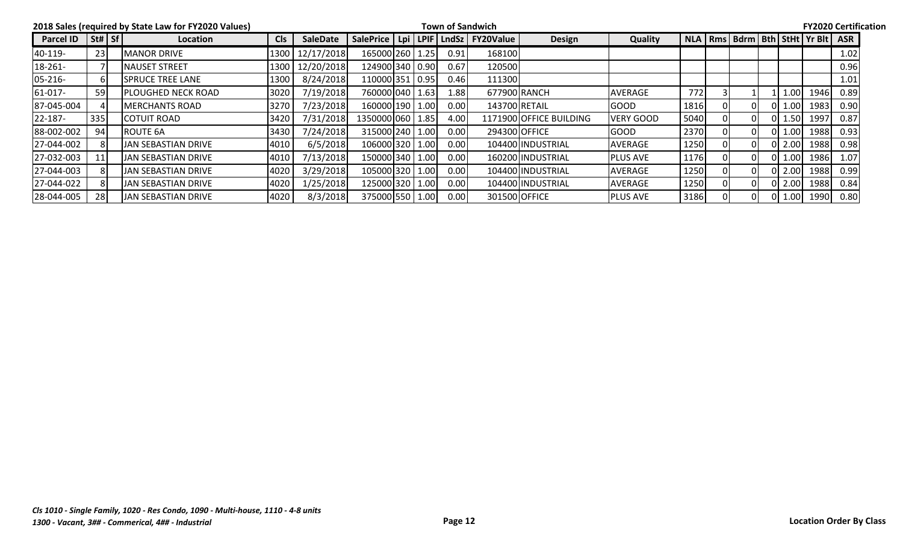**2018 Sales (required by State Law for FY2020 Values)** | **Town of Sandwich** | **FY2020 Certification**

| Parcel ID | St# | Sf | Location | Cls | SaleDate | SalePrice | Lpi | LPIF | LndSz | FY20Value | Design | Quality | NLA | Rms | Bdrm | Bth | StHt | Yr Blt | ASR |
|---|---|---|---|---|---|---|---|---|---|---|---|---|---|---|---|---|---|---|---|
| 40-119- | 23 | | MANOR DRIVE | 1300 | 12/17/2018 | 165000 | 260 | 1.25 | 0.91 | 168100 | | | | | | | | | 1.02 |
| 18-261- | 7 | | NAUSET STREET | 1300 | 12/20/2018 | 124900 | 340 | 0.90 | 0.67 | 120500 | | | | | | | | | 0.96 |
| 05-216- | 6 | | SPRUCE TREE LANE | 1300 | 8/24/2018 | 110000 | 351 | 0.95 | 0.46 | 111300 | | | | | | | | | 1.01 |
| 61-017- | 59 | | PLOUGHED NECK ROAD | 3020 | 7/19/2018 | 760000 | 040 | 1.63 | 1.88 | 677900 | RANCH | AVERAGE | 772 | 3 | 1 | 1 | 1.00 | 1946 | 0.89 |
| 87-045-004 | 4 | | MERCHANTS ROAD | 3270 | 7/23/2018 | 160000 | 190 | 1.00 | 0.00 | 143700 | RETAIL | GOOD | 1816 | 0 | 0 | 0 | 1.00 | 1983 | 0.90 |
| 22-187- | 335 | | COTUIT ROAD | 3420 | 7/31/2018 | 1350000 | 060 | 1.85 | 4.00 | 1171900 | OFFICE BUILDING | VERY GOOD | 5040 | 0 | 0 | 0 | 1.50 | 1997 | 0.87 |
| 88-002-002 | 94 | | ROUTE 6A | 3430 | 7/24/2018 | 315000 | 240 | 1.00 | 0.00 | 294300 | OFFICE | GOOD | 2370 | 0 | 0 | 0 | 1.00 | 1988 | 0.93 |
| 27-044-002 | 8 | | JAN SEBASTIAN DRIVE | 4010 | 6/5/2018 | 106000 | 320 | 1.00 | 0.00 | 104400 | INDUSTRIAL | AVERAGE | 1250 | 0 | 0 | 0 | 2.00 | 1988 | 0.98 |
| 27-032-003 | 11 | | JAN SEBASTIAN DRIVE | 4010 | 7/13/2018 | 150000 | 340 | 1.00 | 0.00 | 160200 | INDUSTRIAL | PLUS AVE | 1176 | 0 | 0 | 0 | 1.00 | 1986 | 1.07 |
| 27-044-003 | 8 | | JAN SEBASTIAN DRIVE | 4020 | 3/29/2018 | 105000 | 320 | 1.00 | 0.00 | 104400 | INDUSTRIAL | AVERAGE | 1250 | 0 | 0 | 0 | 2.00 | 1988 | 0.99 |
| 27-044-022 | 8 | | JAN SEBASTIAN DRIVE | 4020 | 1/25/2018 | 125000 | 320 | 1.00 | 0.00 | 104400 | INDUSTRIAL | AVERAGE | 1250 | 0 | 0 | 0 | 2.00 | 1988 | 0.84 |
| 28-044-005 | 28 | | JAN SEBASTIAN DRIVE | 4020 | 8/3/2018 | 375000 | 550 | 1.00 | 0.00 | 301500 | OFFICE | PLUS AVE | 3186 | 0 | 0 | 0 | 1.00 | 1990 | 0.80 |

*Cls 1010 - Single Family, 1020 - Res Condo, 1090 - Multi-house, 1110 - 4-8 units*
*1300 - Vacant, 3## - Commerical, 4## - Industrial*

**Location Order By Class**